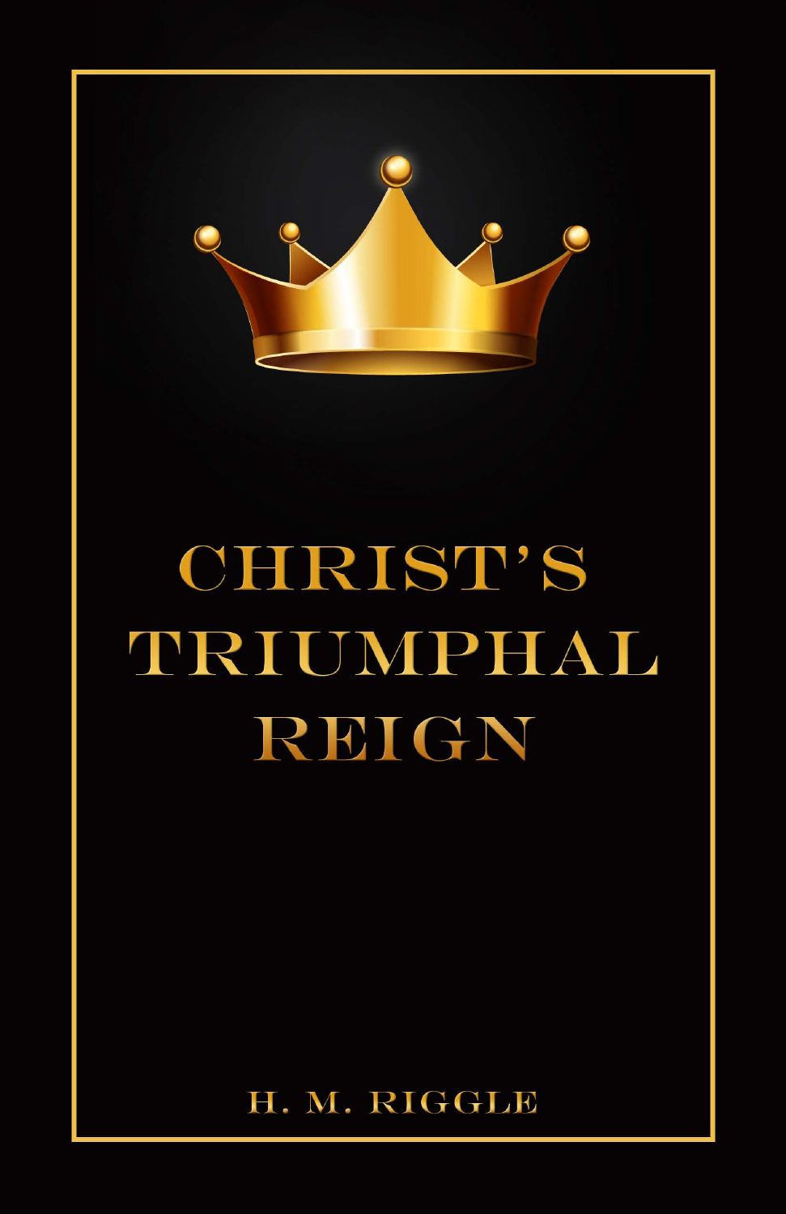# CHRIST'S TRIUMPHAL REIGN

H. M. RIGGLE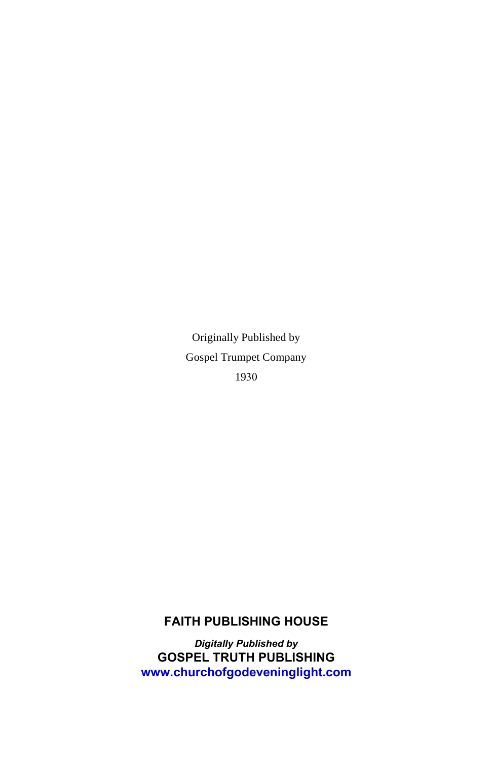Originally Published by

Gospel Trumpet Company

1930

**FAITH PUBLISHING HOUSE**

***Digitally Published by***

**GOSPEL TRUTH PUBLISHING**

**www.churchofgodeveninglight.com**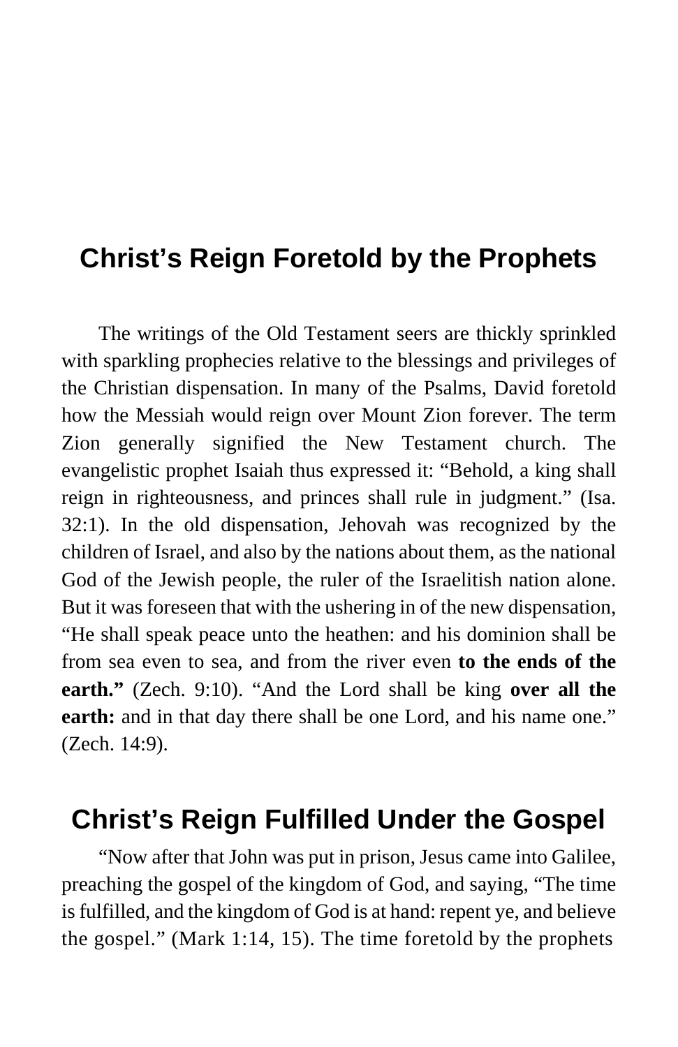## Christ's Reign Foretold by the Prophets

The writings of the Old Testament seers are thickly sprinkled with sparkling prophecies relative to the blessings and privileges of the Christian dispensation. In many of the Psalms, David foretold how the Messiah would reign over Mount Zion forever. The term Zion generally signified the New Testament church. The evangelistic prophet Isaiah thus expressed it: "Behold, a king shall reign in righteousness, and princes shall rule in judgment." (Isa. 32:1). In the old dispensation, Jehovah was recognized by the children of Israel, and also by the nations about them, as the national God of the Jewish people, the ruler of the Israelitish nation alone. But it was foreseen that with the ushering in of the new dispensation, "He shall speak peace unto the heathen: and his dominion shall be from sea even to sea, and from the river even **to the ends of the earth."** (Zech. 9:10). "And the Lord shall be king **over all the earth:** and in that day there shall be one Lord, and his name one." (Zech. 14:9).

## Christ's Reign Fulfilled Under the Gospel

"Now after that John was put in prison, Jesus came into Galilee, preaching the gospel of the kingdom of God, and saying, "The time is fulfilled, and the kingdom of God is at hand: repent ye, and believe the gospel." (Mark 1:14, 15). The time foretold by the prophets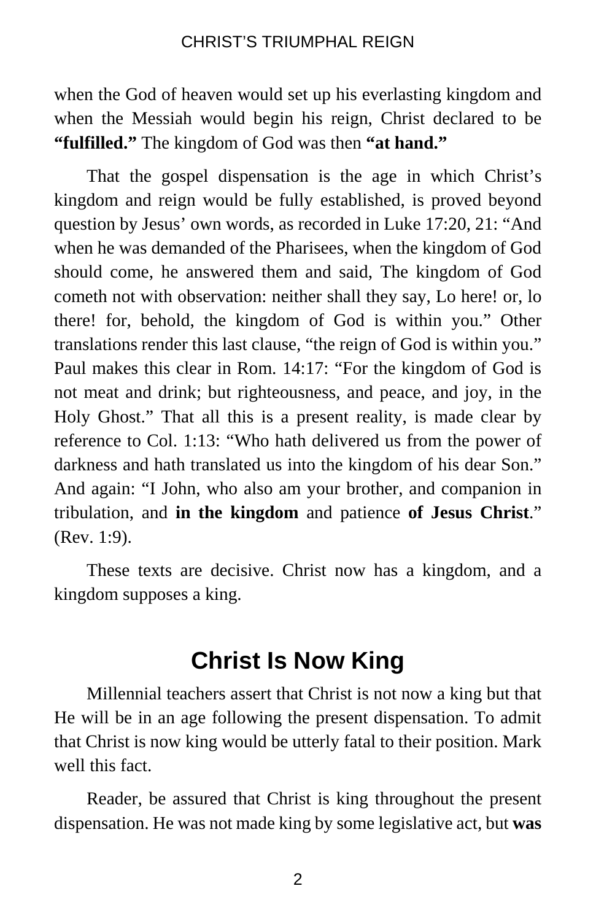when the God of heaven would set up his everlasting kingdom and when the Messiah would begin his reign, Christ declared to be **"fulfilled."** The kingdom of God was then **"at hand."**

That the gospel dispensation is the age in which Christ's kingdom and reign would be fully established, is proved beyond question by Jesus' own words, as recorded in Luke 17:20, 21: "And when he was demanded of the Pharisees, when the kingdom of God should come, he answered them and said, The kingdom of God cometh not with observation: neither shall they say, Lo here! or, lo there! for, behold, the kingdom of God is within you." Other translations render this last clause, "the reign of God is within you." Paul makes this clear in Rom. 14:17: "For the kingdom of God is not meat and drink; but righteousness, and peace, and joy, in the Holy Ghost." That all this is a present reality, is made clear by reference to Col. 1:13: "Who hath delivered us from the power of darkness and hath translated us into the kingdom of his dear Son." And again: "I John, who also am your brother, and companion in tribulation, and **in the kingdom** and patience **of Jesus Christ**." (Rev. 1:9).

These texts are decisive. Christ now has a kingdom, and a kingdom supposes a king.

## Christ Is Now King

Millennial teachers assert that Christ is not now a king but that He will be in an age following the present dispensation. To admit that Christ is now king would be utterly fatal to their position. Mark well this fact.

Reader, be assured that Christ is king throughout the present dispensation. He was not made king by some legislative act, but **was**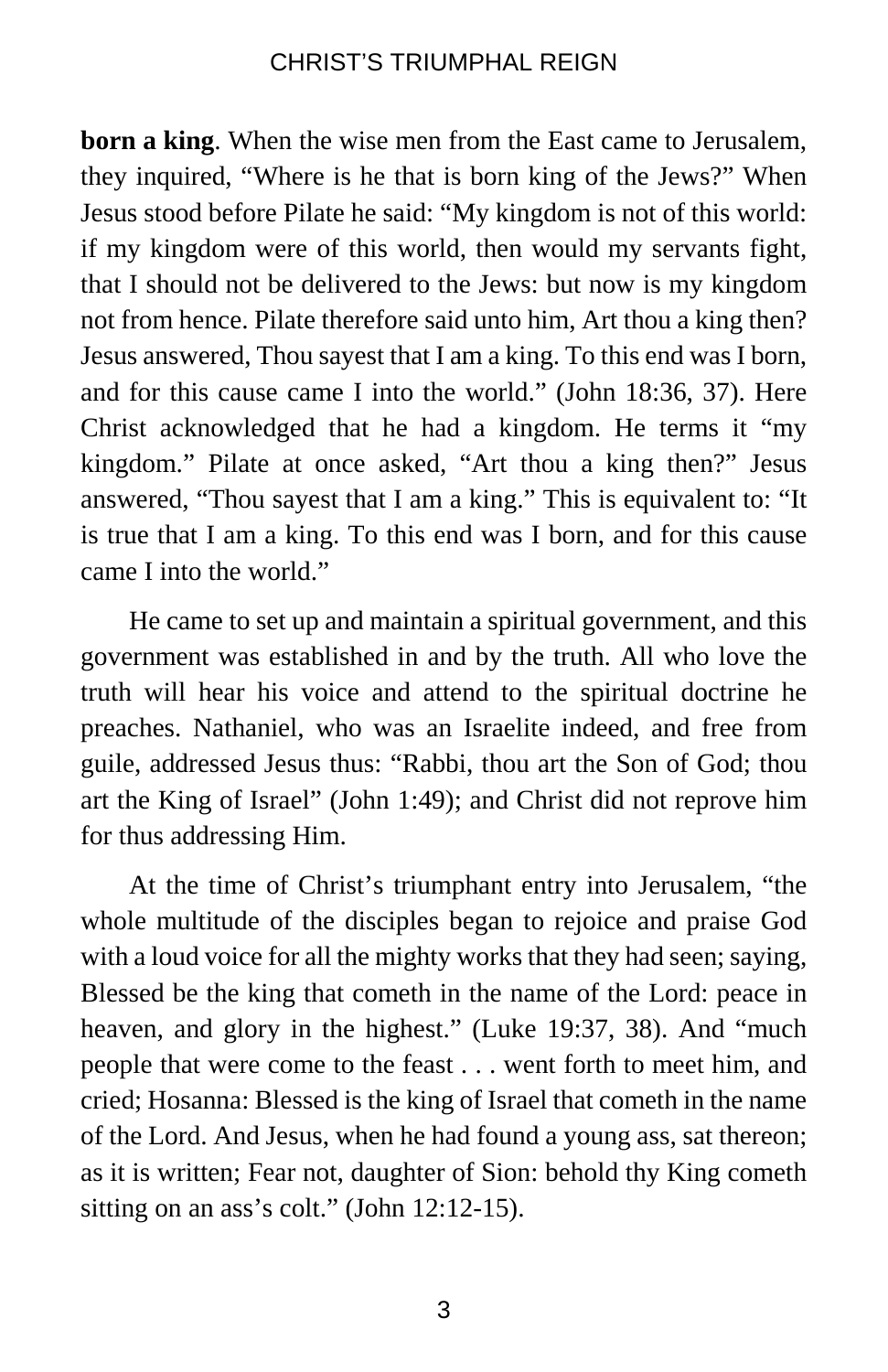**born a king**. When the wise men from the East came to Jerusalem, they inquired, "Where is he that is born king of the Jews?" When Jesus stood before Pilate he said: "My kingdom is not of this world: if my kingdom were of this world, then would my servants fight, that I should not be delivered to the Jews: but now is my kingdom not from hence. Pilate therefore said unto him, Art thou a king then? Jesus answered, Thou sayest that I am a king. To this end was I born, and for this cause came I into the world." (John 18:36, 37). Here Christ acknowledged that he had a kingdom. He terms it "my kingdom." Pilate at once asked, "Art thou a king then?" Jesus answered, "Thou sayest that I am a king." This is equivalent to: "It is true that I am a king. To this end was I born, and for this cause came I into the world."

He came to set up and maintain a spiritual government, and this government was established in and by the truth. All who love the truth will hear his voice and attend to the spiritual doctrine he preaches. Nathaniel, who was an Israelite indeed, and free from guile, addressed Jesus thus: "Rabbi, thou art the Son of God; thou art the King of Israel" (John 1:49); and Christ did not reprove him for thus addressing Him.

At the time of Christ's triumphant entry into Jerusalem, "the whole multitude of the disciples began to rejoice and praise God with a loud voice for all the mighty works that they had seen; saying, Blessed be the king that cometh in the name of the Lord: peace in heaven, and glory in the highest." (Luke 19:37, 38). And "much people that were come to the feast . . . went forth to meet him, and cried; Hosanna: Blessed is the king of Israel that cometh in the name of the Lord. And Jesus, when he had found a young ass, sat thereon; as it is written; Fear not, daughter of Sion: behold thy King cometh sitting on an ass's colt." (John 12:12-15).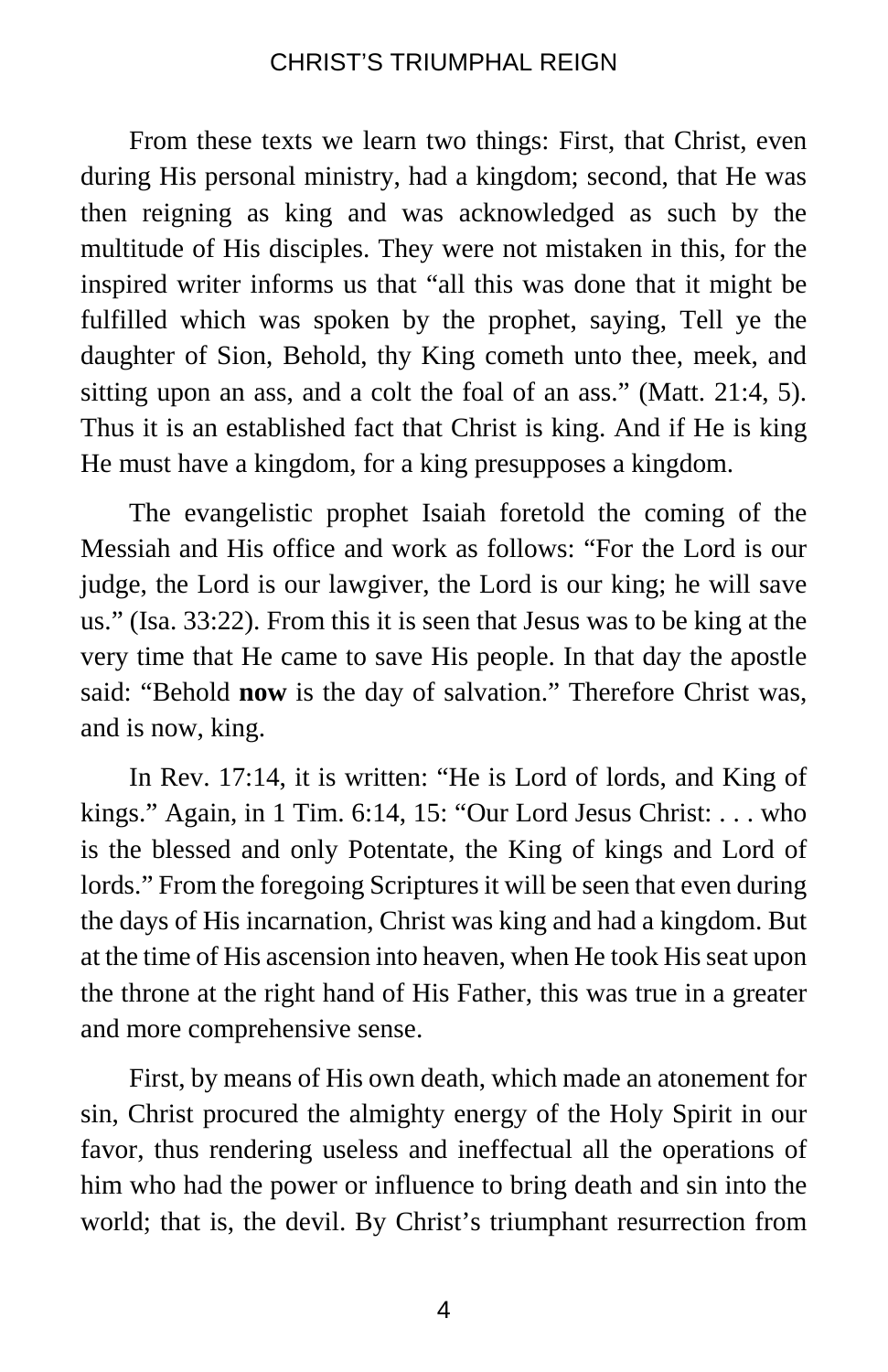From these texts we learn two things: First, that Christ, even during His personal ministry, had a kingdom; second, that He was then reigning as king and was acknowledged as such by the multitude of His disciples. They were not mistaken in this, for the inspired writer informs us that “all this was done that it might be fulfilled which was spoken by the prophet, saying, Tell ye the daughter of Sion, Behold, thy King cometh unto thee, meek, and sitting upon an ass, and a colt the foal of an ass.” (Matt. 21:4, 5). Thus it is an established fact that Christ is king. And if He is king He must have a kingdom, for a king presupposes a kingdom.

The evangelistic prophet Isaiah foretold the coming of the Messiah and His office and work as follows: “For the Lord is our judge, the Lord is our lawgiver, the Lord is our king; he will save us.” (Isa. 33:22). From this it is seen that Jesus was to be king at the very time that He came to save His people. In that day the apostle said: “Behold **now** is the day of salvation.” Therefore Christ was, and is now, king.

In Rev. 17:14, it is written: “He is Lord of lords, and King of kings.” Again, in 1 Tim. 6:14, 15: “Our Lord Jesus Christ: . . . who is the blessed and only Potentate, the King of kings and Lord of lords.” From the foregoing Scriptures it will be seen that even during the days of His incarnation, Christ was king and had a kingdom. But at the time of His ascension into heaven, when He took His seat upon the throne at the right hand of His Father, this was true in a greater and more comprehensive sense.

First, by means of His own death, which made an atonement for sin, Christ procured the almighty energy of the Holy Spirit in our favor, thus rendering useless and ineffectual all the operations of him who had the power or influence to bring death and sin into the world; that is, the devil. By Christ’s triumphant resurrection from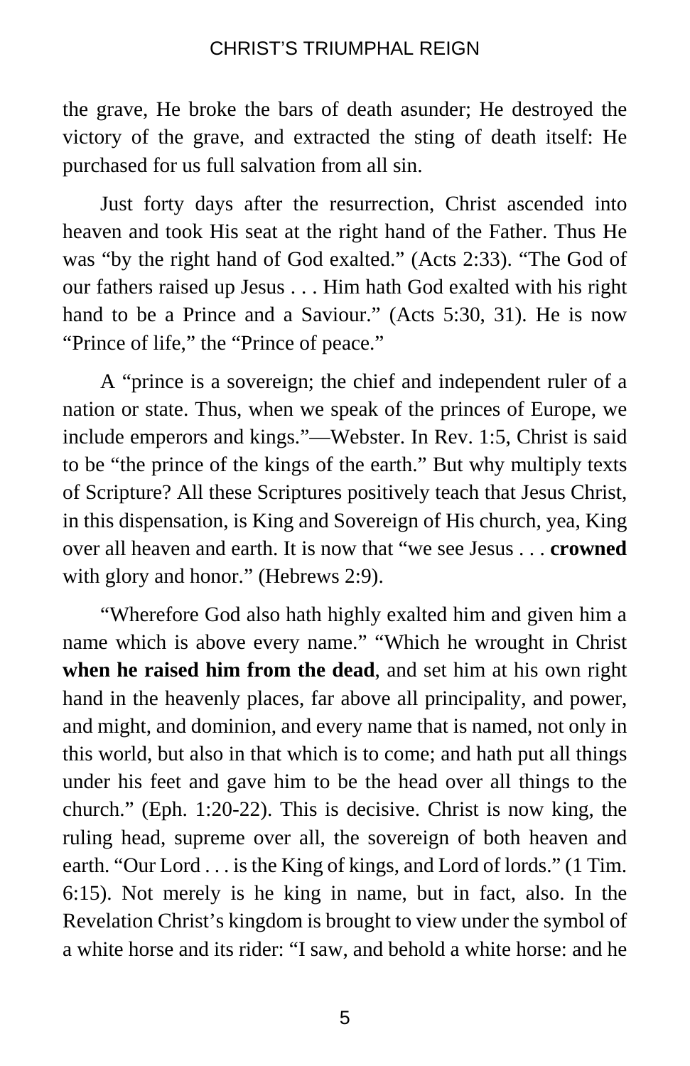the grave, He broke the bars of death asunder; He destroyed the victory of the grave, and extracted the sting of death itself: He purchased for us full salvation from all sin.

Just forty days after the resurrection, Christ ascended into heaven and took His seat at the right hand of the Father. Thus He was "by the right hand of God exalted." (Acts 2:33). "The God of our fathers raised up Jesus . . . Him hath God exalted with his right hand to be a Prince and a Saviour." (Acts 5:30, 31). He is now "Prince of life," the "Prince of peace."

A "prince is a sovereign; the chief and independent ruler of a nation or state. Thus, when we speak of the princes of Europe, we include emperors and kings."—Webster. In Rev. 1:5, Christ is said to be "the prince of the kings of the earth." But why multiply texts of Scripture? All these Scriptures positively teach that Jesus Christ, in this dispensation, is King and Sovereign of His church, yea, King over all heaven and earth. It is now that "we see Jesus . . . **crowned** with glory and honor." (Hebrews 2:9).

"Wherefore God also hath highly exalted him and given him a name which is above every name." "Which he wrought in Christ **when he raised him from the dead**, and set him at his own right hand in the heavenly places, far above all principality, and power, and might, and dominion, and every name that is named, not only in this world, but also in that which is to come; and hath put all things under his feet and gave him to be the head over all things to the church." (Eph. 1:20-22). This is decisive. Christ is now king, the ruling head, supreme over all, the sovereign of both heaven and earth. "Our Lord . . . is the King of kings, and Lord of lords." (1 Tim. 6:15). Not merely is he king in name, but in fact, also. In the Revelation Christ's kingdom is brought to view under the symbol of a white horse and its rider: "I saw, and behold a white horse: and he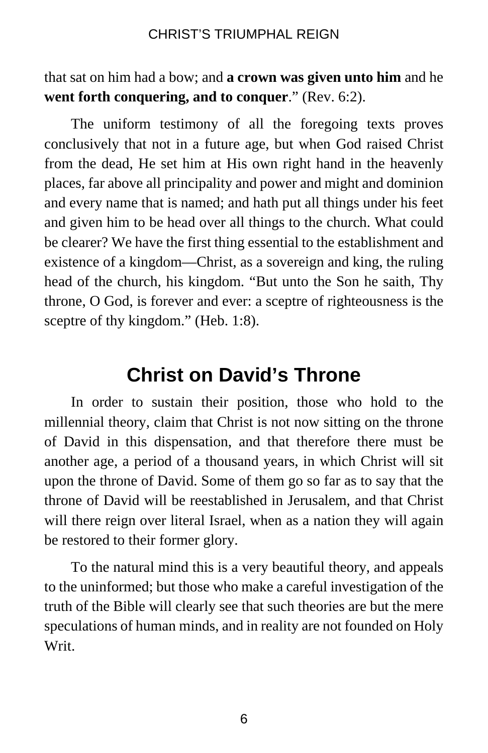that sat on him had a bow; and **a crown was given unto him** and he **went forth conquering, and to conquer**.” (Rev. 6:2).

The uniform testimony of all the foregoing texts proves conclusively that not in a future age, but when God raised Christ from the dead, He set him at His own right hand in the heavenly places, far above all principality and power and might and dominion and every name that is named; and hath put all things under his feet and given him to be head over all things to the church. What could be clearer? We have the first thing essential to the establishment and existence of a kingdom—Christ, as a sovereign and king, the ruling head of the church, his kingdom. “But unto the Son he saith, Thy throne, O God, is forever and ever: a sceptre of righteousness is the sceptre of thy kingdom.” (Heb. 1:8).

## Christ on David’s Throne

In order to sustain their position, those who hold to the millennial theory, claim that Christ is not now sitting on the throne of David in this dispensation, and that therefore there must be another age, a period of a thousand years, in which Christ will sit upon the throne of David. Some of them go so far as to say that the throne of David will be reestablished in Jerusalem, and that Christ will there reign over literal Israel, when as a nation they will again be restored to their former glory.

To the natural mind this is a very beautiful theory, and appeals to the uninformed; but those who make a careful investigation of the truth of the Bible will clearly see that such theories are but the mere speculations of human minds, and in reality are not founded on Holy Writ.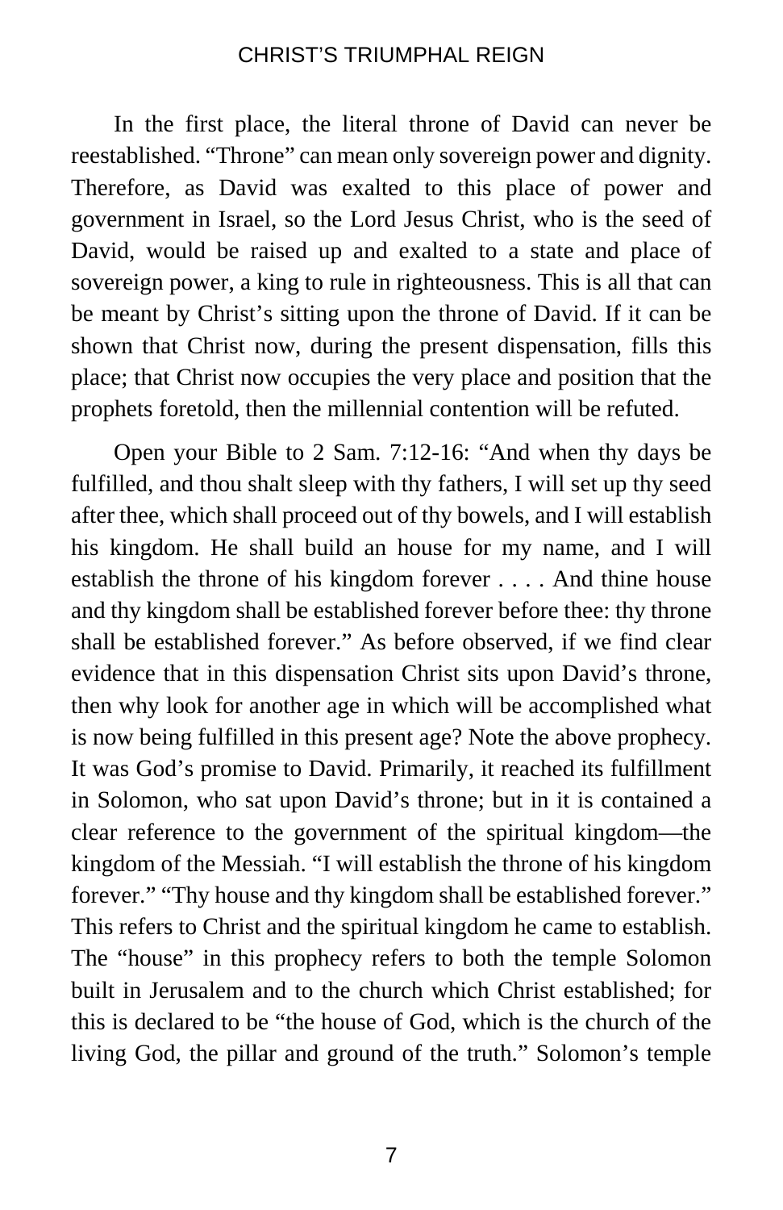In the first place, the literal throne of David can never be reestablished. "Throne" can mean only sovereign power and dignity. Therefore, as David was exalted to this place of power and government in Israel, so the Lord Jesus Christ, who is the seed of David, would be raised up and exalted to a state and place of sovereign power, a king to rule in righteousness. This is all that can be meant by Christ's sitting upon the throne of David. If it can be shown that Christ now, during the present dispensation, fills this place; that Christ now occupies the very place and position that the prophets foretold, then the millennial contention will be refuted.

Open your Bible to 2 Sam. 7:12-16: "And when thy days be fulfilled, and thou shalt sleep with thy fathers, I will set up thy seed after thee, which shall proceed out of thy bowels, and I will establish his kingdom. He shall build an house for my name, and I will establish the throne of his kingdom forever . . . . And thine house and thy kingdom shall be established forever before thee: thy throne shall be established forever." As before observed, if we find clear evidence that in this dispensation Christ sits upon David's throne, then why look for another age in which will be accomplished what is now being fulfilled in this present age? Note the above prophecy. It was God's promise to David. Primarily, it reached its fulfillment in Solomon, who sat upon David's throne; but in it is contained a clear reference to the government of the spiritual kingdom—the kingdom of the Messiah. "I will establish the throne of his kingdom forever." "Thy house and thy kingdom shall be established forever." This refers to Christ and the spiritual kingdom he came to establish. The "house" in this prophecy refers to both the temple Solomon built in Jerusalem and to the church which Christ established; for this is declared to be "the house of God, which is the church of the living God, the pillar and ground of the truth." Solomon's temple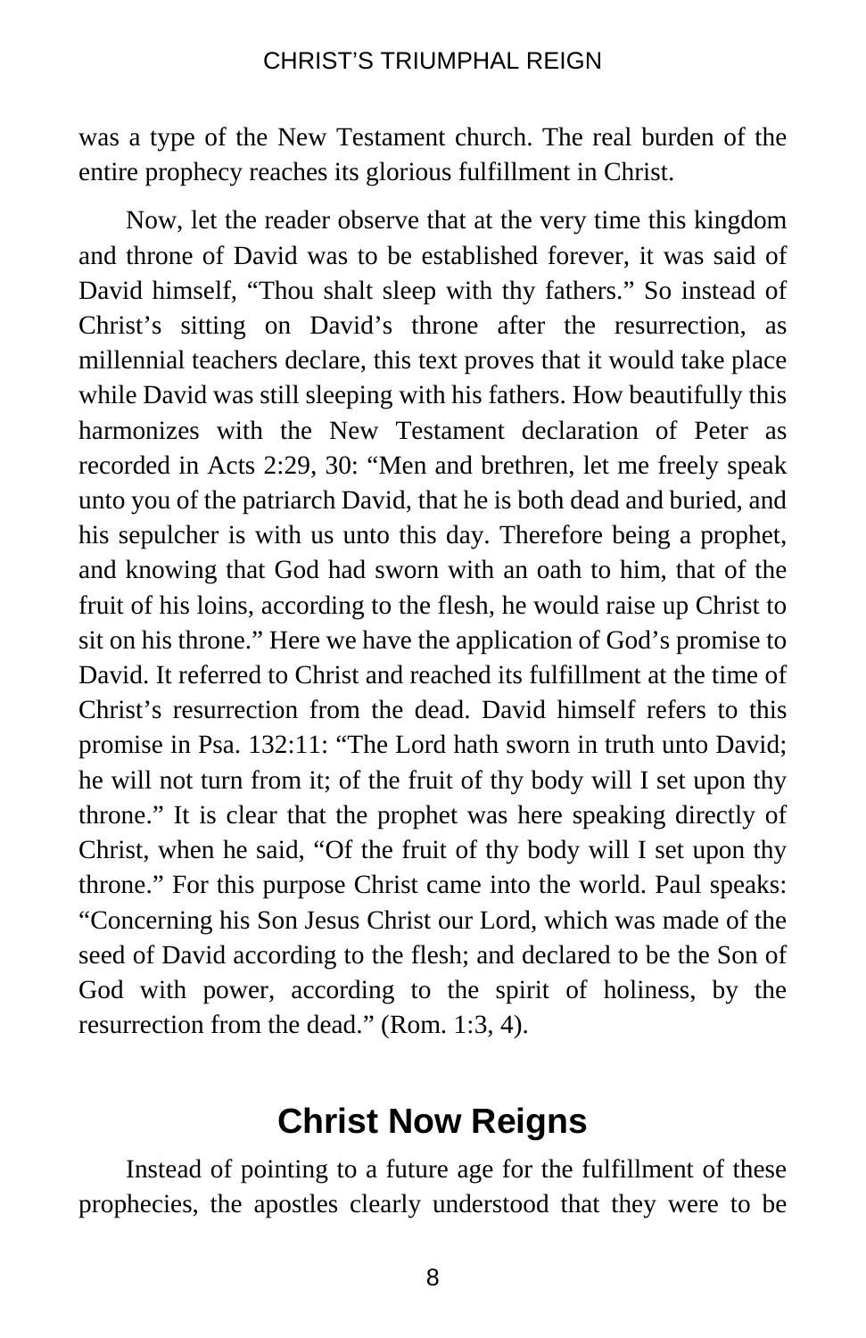was a type of the New Testament church. The real burden of the entire prophecy reaches its glorious fulfillment in Christ.

Now, let the reader observe that at the very time this kingdom and throne of David was to be established forever, it was said of David himself, "Thou shalt sleep with thy fathers." So instead of Christ's sitting on David's throne after the resurrection, as millennial teachers declare, this text proves that it would take place while David was still sleeping with his fathers. How beautifully this harmonizes with the New Testament declaration of Peter as recorded in Acts 2:29, 30: "Men and brethren, let me freely speak unto you of the patriarch David, that he is both dead and buried, and his sepulcher is with us unto this day. Therefore being a prophet, and knowing that God had sworn with an oath to him, that of the fruit of his loins, according to the flesh, he would raise up Christ to sit on his throne." Here we have the application of God's promise to David. It referred to Christ and reached its fulfillment at the time of Christ's resurrection from the dead. David himself refers to this promise in Psa. 132:11: "The Lord hath sworn in truth unto David; he will not turn from it; of the fruit of thy body will I set upon thy throne." It is clear that the prophet was here speaking directly of Christ, when he said, "Of the fruit of thy body will I set upon thy throne." For this purpose Christ came into the world. Paul speaks: "Concerning his Son Jesus Christ our Lord, which was made of the seed of David according to the flesh; and declared to be the Son of God with power, according to the spirit of holiness, by the resurrection from the dead." (Rom. 1:3, 4).

## Christ Now Reigns

Instead of pointing to a future age for the fulfillment of these prophecies, the apostles clearly understood that they were to be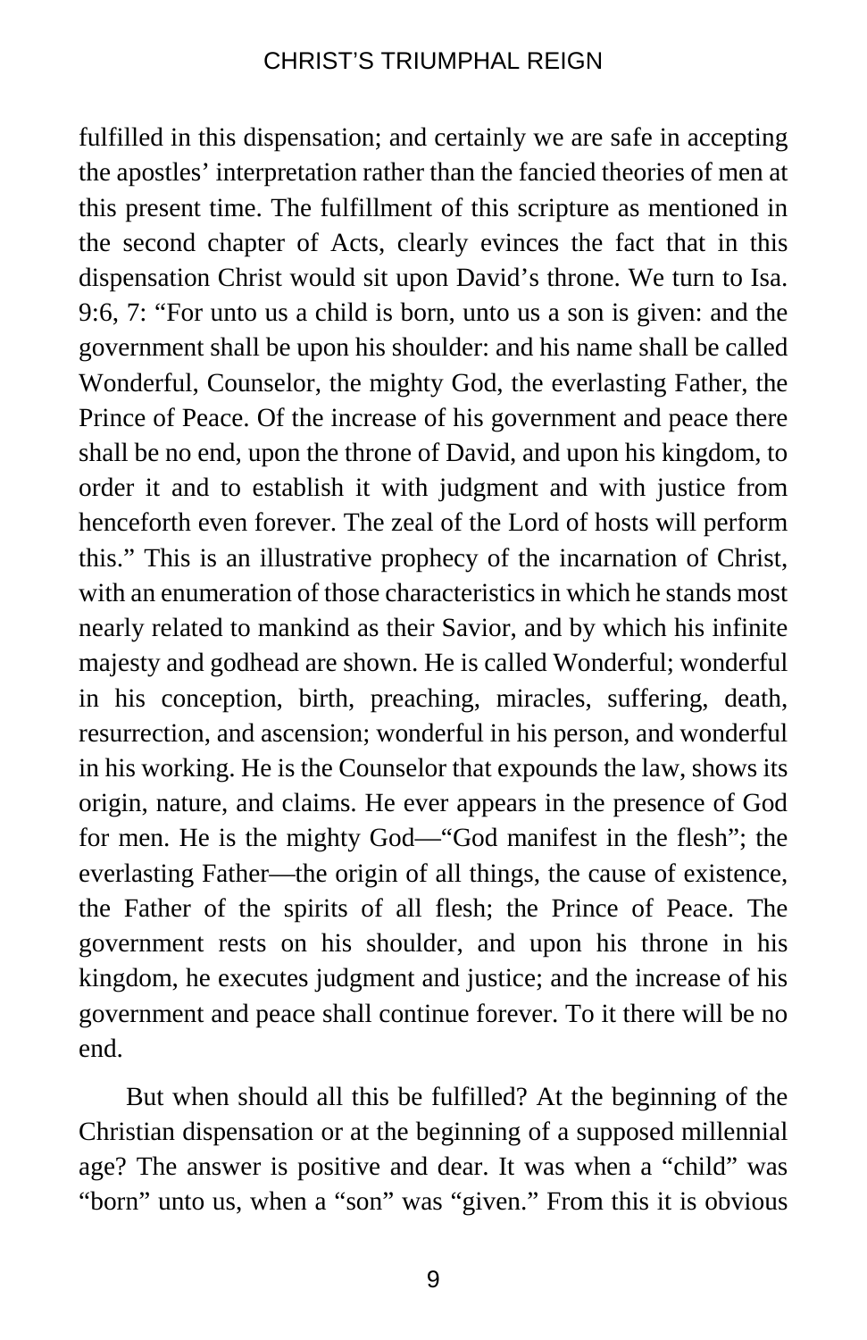fulfilled in this dispensation; and certainly we are safe in accepting the apostles' interpretation rather than the fancied theories of men at this present time. The fulfillment of this scripture as mentioned in the second chapter of Acts, clearly evinces the fact that in this dispensation Christ would sit upon David's throne. We turn to Isa. 9:6, 7: "For unto us a child is born, unto us a son is given: and the government shall be upon his shoulder: and his name shall be called Wonderful, Counselor, the mighty God, the everlasting Father, the Prince of Peace. Of the increase of his government and peace there shall be no end, upon the throne of David, and upon his kingdom, to order it and to establish it with judgment and with justice from henceforth even forever. The zeal of the Lord of hosts will perform this." This is an illustrative prophecy of the incarnation of Christ, with an enumeration of those characteristics in which he stands most nearly related to mankind as their Savior, and by which his infinite majesty and godhead are shown. He is called Wonderful; wonderful in his conception, birth, preaching, miracles, suffering, death, resurrection, and ascension; wonderful in his person, and wonderful in his working. He is the Counselor that expounds the law, shows its origin, nature, and claims. He ever appears in the presence of God for men. He is the mighty God—"God manifest in the flesh"; the everlasting Father—the origin of all things, the cause of existence, the Father of the spirits of all flesh; the Prince of Peace. The government rests on his shoulder, and upon his throne in his kingdom, he executes judgment and justice; and the increase of his government and peace shall continue forever. To it there will be no end.

But when should all this be fulfilled? At the beginning of the Christian dispensation or at the beginning of a supposed millennial age? The answer is positive and dear. It was when a "child" was "born" unto us, when a "son" was "given." From this it is obvious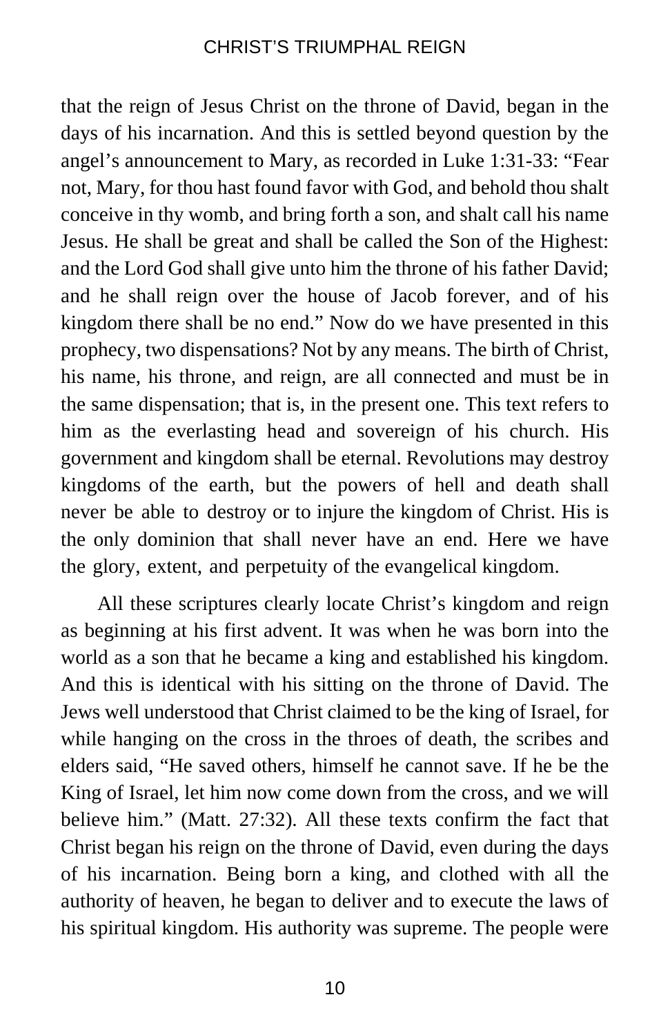that the reign of Jesus Christ on the throne of David, began in the days of his incarnation. And this is settled beyond question by the angel's announcement to Mary, as recorded in Luke 1:31-33: "Fear not, Mary, for thou hast found favor with God, and behold thou shalt conceive in thy womb, and bring forth a son, and shalt call his name Jesus. He shall be great and shall be called the Son of the Highest: and the Lord God shall give unto him the throne of his father David; and he shall reign over the house of Jacob forever, and of his kingdom there shall be no end." Now do we have presented in this prophecy, two dispensations? Not by any means. The birth of Christ, his name, his throne, and reign, are all connected and must be in the same dispensation; that is, in the present one. This text refers to him as the everlasting head and sovereign of his church. His government and kingdom shall be eternal. Revolutions may destroy kingdoms of the earth, but the powers of hell and death shall never be able to destroy or to injure the kingdom of Christ. His is the only dominion that shall never have an end. Here we have the glory, extent, and perpetuity of the evangelical kingdom.

All these scriptures clearly locate Christ's kingdom and reign as beginning at his first advent. It was when he was born into the world as a son that he became a king and established his kingdom. And this is identical with his sitting on the throne of David. The Jews well understood that Christ claimed to be the king of Israel, for while hanging on the cross in the throes of death, the scribes and elders said, "He saved others, himself he cannot save. If he be the King of Israel, let him now come down from the cross, and we will believe him." (Matt. 27:32). All these texts confirm the fact that Christ began his reign on the throne of David, even during the days of his incarnation. Being born a king, and clothed with all the authority of heaven, he began to deliver and to execute the laws of his spiritual kingdom. His authority was supreme. The people were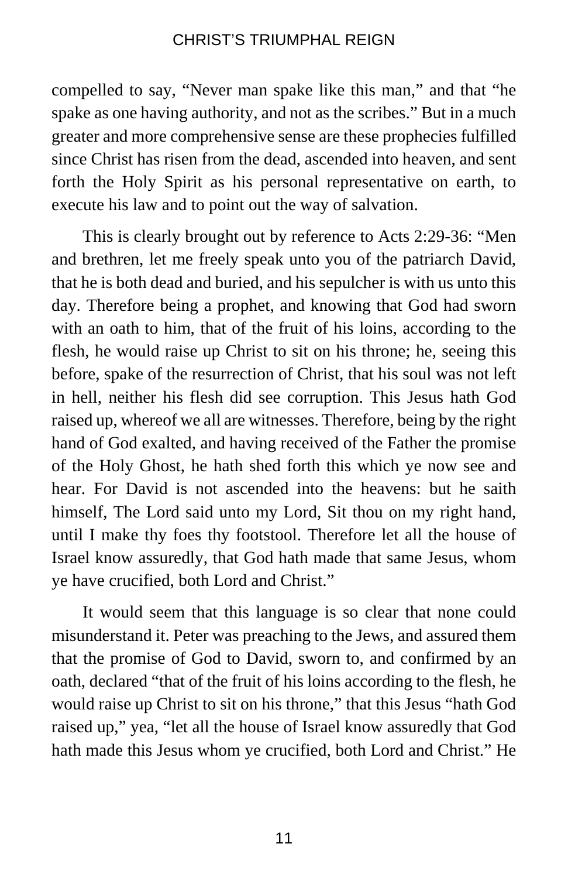compelled to say, "Never man spake like this man," and that "he spake as one having authority, and not as the scribes." But in a much greater and more comprehensive sense are these prophecies fulfilled since Christ has risen from the dead, ascended into heaven, and sent forth the Holy Spirit as his personal representative on earth, to execute his law and to point out the way of salvation.

This is clearly brought out by reference to Acts 2:29-36: "Men and brethren, let me freely speak unto you of the patriarch David, that he is both dead and buried, and his sepulcher is with us unto this day. Therefore being a prophet, and knowing that God had sworn with an oath to him, that of the fruit of his loins, according to the flesh, he would raise up Christ to sit on his throne; he, seeing this before, spake of the resurrection of Christ, that his soul was not left in hell, neither his flesh did see corruption. This Jesus hath God raised up, whereof we all are witnesses. Therefore, being by the right hand of God exalted, and having received of the Father the promise of the Holy Ghost, he hath shed forth this which ye now see and hear. For David is not ascended into the heavens: but he saith himself, The Lord said unto my Lord, Sit thou on my right hand, until I make thy foes thy footstool. Therefore let all the house of Israel know assuredly, that God hath made that same Jesus, whom ye have crucified, both Lord and Christ."

It would seem that this language is so clear that none could misunderstand it. Peter was preaching to the Jews, and assured them that the promise of God to David, sworn to, and confirmed by an oath, declared "that of the fruit of his loins according to the flesh, he would raise up Christ to sit on his throne," that this Jesus "hath God raised up," yea, "let all the house of Israel know assuredly that God hath made this Jesus whom ye crucified, both Lord and Christ." He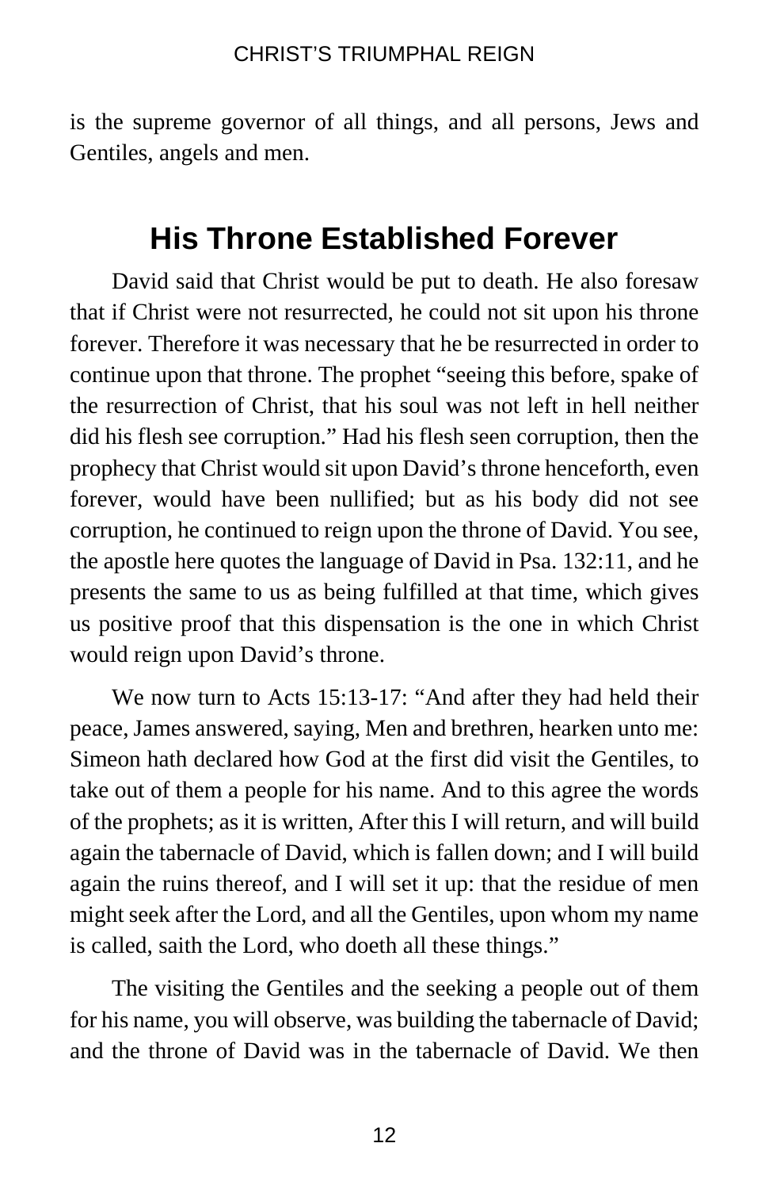is the supreme governor of all things, and all persons, Jews and Gentiles, angels and men.

## His Throne Established Forever

David said that Christ would be put to death. He also foresaw that if Christ were not resurrected, he could not sit upon his throne forever. Therefore it was necessary that he be resurrected in order to continue upon that throne. The prophet "seeing this before, spake of the resurrection of Christ, that his soul was not left in hell neither did his flesh see corruption." Had his flesh seen corruption, then the prophecy that Christ would sit upon David's throne henceforth, even forever, would have been nullified; but as his body did not see corruption, he continued to reign upon the throne of David. You see, the apostle here quotes the language of David in Psa. 132:11, and he presents the same to us as being fulfilled at that time, which gives us positive proof that this dispensation is the one in which Christ would reign upon David's throne.

We now turn to Acts 15:13-17: "And after they had held their peace, James answered, saying, Men and brethren, hearken unto me: Simeon hath declared how God at the first did visit the Gentiles, to take out of them a people for his name. And to this agree the words of the prophets; as it is written, After this I will return, and will build again the tabernacle of David, which is fallen down; and I will build again the ruins thereof, and I will set it up: that the residue of men might seek after the Lord, and all the Gentiles, upon whom my name is called, saith the Lord, who doeth all these things."

The visiting the Gentiles and the seeking a people out of them for his name, you will observe, was building the tabernacle of David; and the throne of David was in the tabernacle of David. We then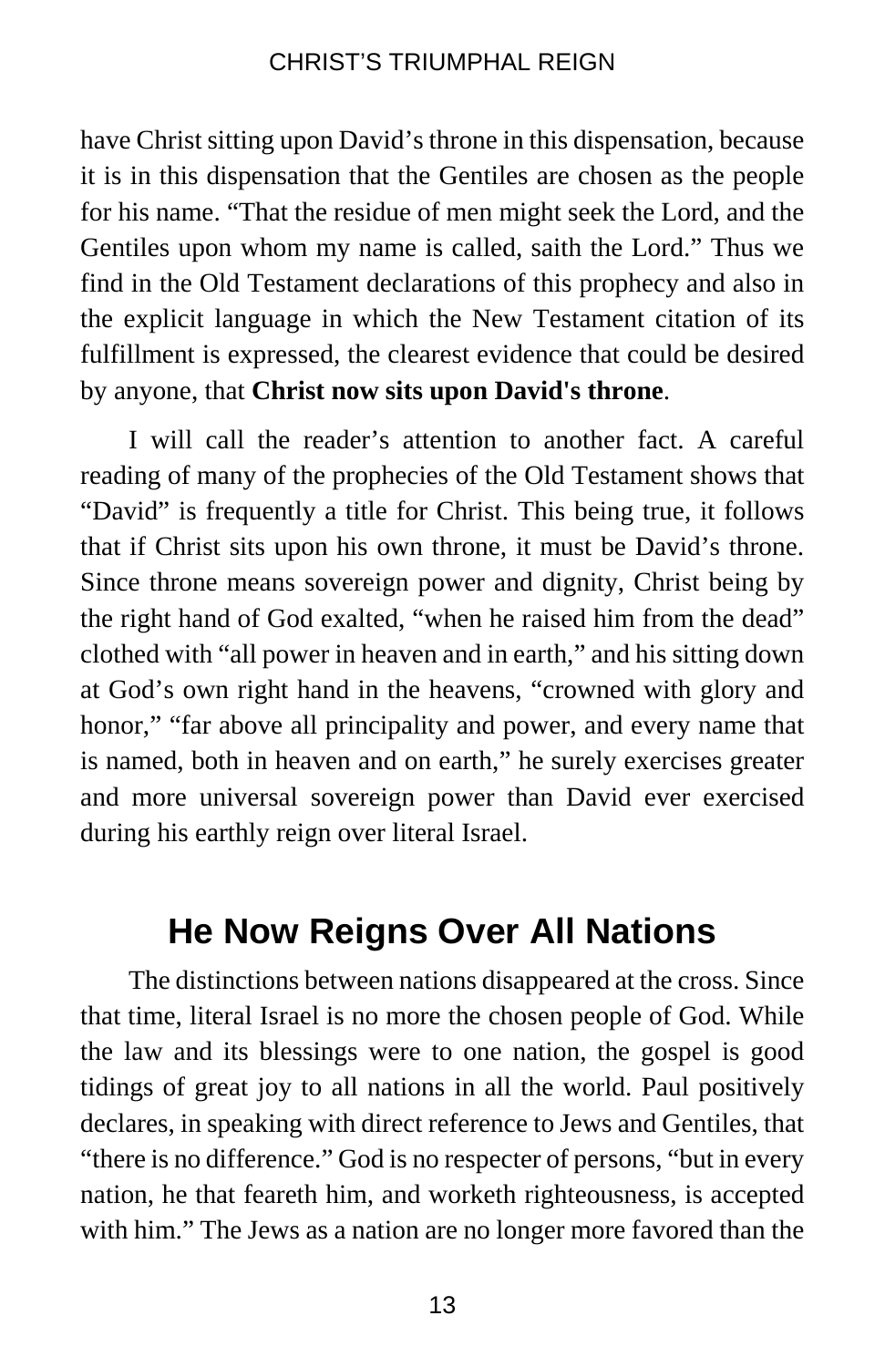have Christ sitting upon David's throne in this dispensation, because it is in this dispensation that the Gentiles are chosen as the people for his name. "That the residue of men might seek the Lord, and the Gentiles upon whom my name is called, saith the Lord." Thus we find in the Old Testament declarations of this prophecy and also in the explicit language in which the New Testament citation of its fulfillment is expressed, the clearest evidence that could be desired by anyone, that **Christ now sits upon David's throne**.

I will call the reader's attention to another fact. A careful reading of many of the prophecies of the Old Testament shows that "David" is frequently a title for Christ. This being true, it follows that if Christ sits upon his own throne, it must be David's throne. Since throne means sovereign power and dignity, Christ being by the right hand of God exalted, "when he raised him from the dead" clothed with "all power in heaven and in earth," and his sitting down at God's own right hand in the heavens, "crowned with glory and honor," "far above all principality and power, and every name that is named, both in heaven and on earth," he surely exercises greater and more universal sovereign power than David ever exercised during his earthly reign over literal Israel.

## He Now Reigns Over All Nations

The distinctions between nations disappeared at the cross. Since that time, literal Israel is no more the chosen people of God. While the law and its blessings were to one nation, the gospel is good tidings of great joy to all nations in all the world. Paul positively declares, in speaking with direct reference to Jews and Gentiles, that "there is no difference." God is no respecter of persons, "but in every nation, he that feareth him, and worketh righteousness, is accepted with him." The Jews as a nation are no longer more favored than the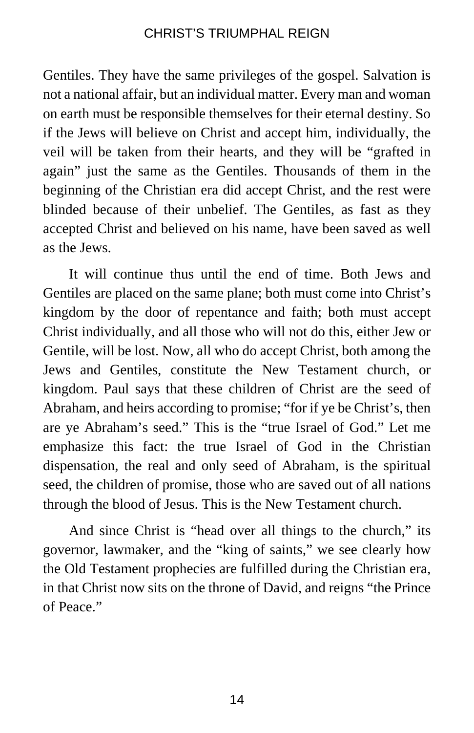Gentiles. They have the same privileges of the gospel. Salvation is not a national affair, but an individual matter. Every man and woman on earth must be responsible themselves for their eternal destiny. So if the Jews will believe on Christ and accept him, individually, the veil will be taken from their hearts, and they will be "grafted in again" just the same as the Gentiles. Thousands of them in the beginning of the Christian era did accept Christ, and the rest were blinded because of their unbelief. The Gentiles, as fast as they accepted Christ and believed on his name, have been saved as well as the Jews.

It will continue thus until the end of time. Both Jews and Gentiles are placed on the same plane; both must come into Christ's kingdom by the door of repentance and faith; both must accept Christ individually, and all those who will not do this, either Jew or Gentile, will be lost. Now, all who do accept Christ, both among the Jews and Gentiles, constitute the New Testament church, or kingdom. Paul says that these children of Christ are the seed of Abraham, and heirs according to promise; "for if ye be Christ's, then are ye Abraham's seed." This is the "true Israel of God." Let me emphasize this fact: the true Israel of God in the Christian dispensation, the real and only seed of Abraham, is the spiritual seed, the children of promise, those who are saved out of all nations through the blood of Jesus. This is the New Testament church.

And since Christ is "head over all things to the church," its governor, lawmaker, and the "king of saints," we see clearly how the Old Testament prophecies are fulfilled during the Christian era, in that Christ now sits on the throne of David, and reigns "the Prince of Peace."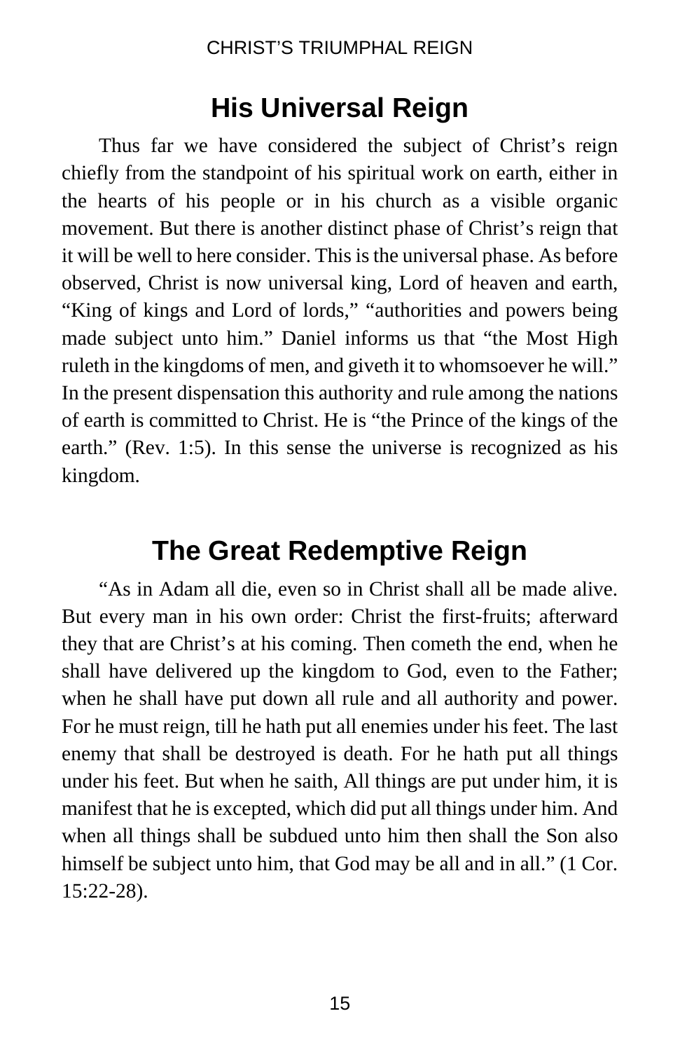## His Universal Reign

Thus far we have considered the subject of Christ's reign chiefly from the standpoint of his spiritual work on earth, either in the hearts of his people or in his church as a visible organic movement. But there is another distinct phase of Christ's reign that it will be well to here consider. This is the universal phase. As before observed, Christ is now universal king, Lord of heaven and earth, "King of kings and Lord of lords," "authorities and powers being made subject unto him." Daniel informs us that "the Most High ruleth in the kingdoms of men, and giveth it to whomsoever he will." In the present dispensation this authority and rule among the nations of earth is committed to Christ. He is "the Prince of the kings of the earth." (Rev. 1:5). In this sense the universe is recognized as his kingdom.

## The Great Redemptive Reign

"As in Adam all die, even so in Christ shall all be made alive. But every man in his own order: Christ the first-fruits; afterward they that are Christ's at his coming. Then cometh the end, when he shall have delivered up the kingdom to God, even to the Father; when he shall have put down all rule and all authority and power. For he must reign, till he hath put all enemies under his feet. The last enemy that shall be destroyed is death. For he hath put all things under his feet. But when he saith, All things are put under him, it is manifest that he is excepted, which did put all things under him. And when all things shall be subdued unto him then shall the Son also himself be subject unto him, that God may be all and in all." (1 Cor. 15:22-28).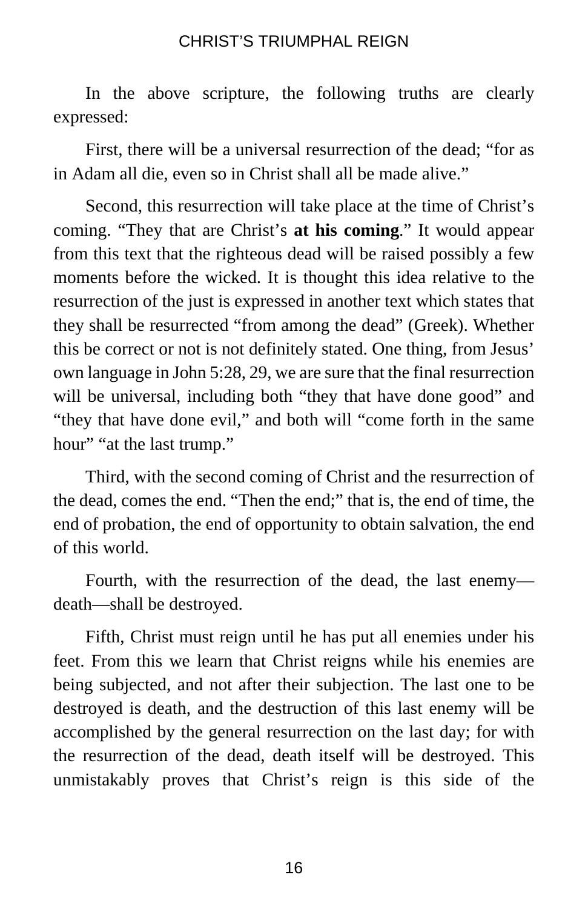In the above scripture, the following truths are clearly expressed:

First, there will be a universal resurrection of the dead; "for as in Adam all die, even so in Christ shall all be made alive."

Second, this resurrection will take place at the time of Christ's coming. "They that are Christ's **at his coming**." It would appear from this text that the righteous dead will be raised possibly a few moments before the wicked. It is thought this idea relative to the resurrection of the just is expressed in another text which states that they shall be resurrected "from among the dead" (Greek). Whether this be correct or not is not definitely stated. One thing, from Jesus' own language in John 5:28, 29, we are sure that the final resurrection will be universal, including both "they that have done good" and "they that have done evil," and both will "come forth in the same hour" "at the last trump."

Third, with the second coming of Christ and the resurrection of the dead, comes the end. "Then the end;" that is, the end of time, the end of probation, the end of opportunity to obtain salvation, the end of this world.

Fourth, with the resurrection of the dead, the last enemy—death—shall be destroyed.

Fifth, Christ must reign until he has put all enemies under his feet. From this we learn that Christ reigns while his enemies are being subjected, and not after their subjection. The last one to be destroyed is death, and the destruction of this last enemy will be accomplished by the general resurrection on the last day; for with the resurrection of the dead, death itself will be destroyed. This unmistakably proves that Christ's reign is this side of the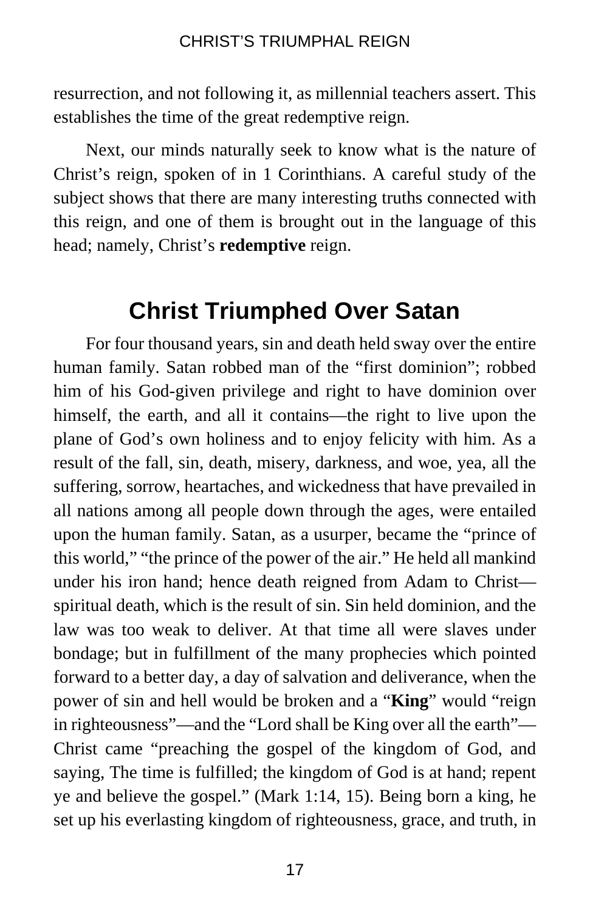resurrection, and not following it, as millennial teachers assert. This establishes the time of the great redemptive reign.

Next, our minds naturally seek to know what is the nature of Christ's reign, spoken of in 1 Corinthians. A careful study of the subject shows that there are many interesting truths connected with this reign, and one of them is brought out in the language of this head; namely, Christ's **redemptive** reign.

## Christ Triumphed Over Satan

For four thousand years, sin and death held sway over the entire human family. Satan robbed man of the "first dominion"; robbed him of his God-given privilege and right to have dominion over himself, the earth, and all it contains—the right to live upon the plane of God's own holiness and to enjoy felicity with him. As a result of the fall, sin, death, misery, darkness, and woe, yea, all the suffering, sorrow, heartaches, and wickedness that have prevailed in all nations among all people down through the ages, were entailed upon the human family. Satan, as a usurper, became the "prince of this world," "the prince of the power of the air." He held all mankind under his iron hand; hence death reigned from Adam to Christ—spiritual death, which is the result of sin. Sin held dominion, and the law was too weak to deliver. At that time all were slaves under bondage; but in fulfillment of the many prophecies which pointed forward to a better day, a day of salvation and deliverance, when the power of sin and hell would be broken and a "**King**" would "reign in righteousness"—and the "Lord shall be King over all the earth"—Christ came "preaching the gospel of the kingdom of God, and saying, The time is fulfilled; the kingdom of God is at hand; repent ye and believe the gospel." (Mark 1:14, 15). Being born a king, he set up his everlasting kingdom of righteousness, grace, and truth, in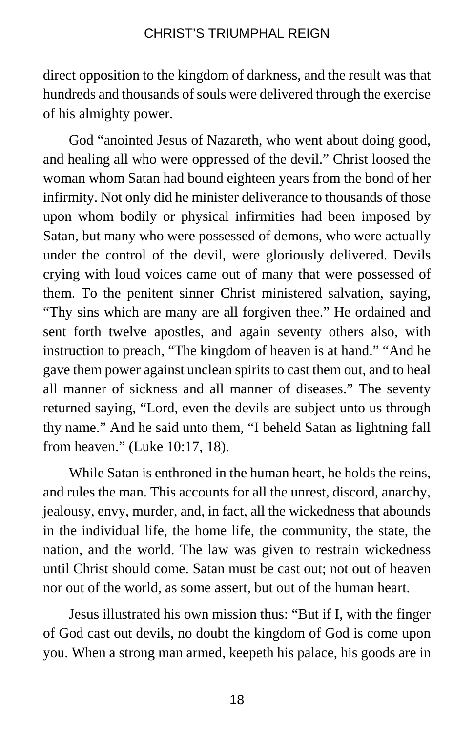direct opposition to the kingdom of darkness, and the result was that hundreds and thousands of souls were delivered through the exercise of his almighty power.

God "anointed Jesus of Nazareth, who went about doing good, and healing all who were oppressed of the devil." Christ loosed the woman whom Satan had bound eighteen years from the bond of her infirmity. Not only did he minister deliverance to thousands of those upon whom bodily or physical infirmities had been imposed by Satan, but many who were possessed of demons, who were actually under the control of the devil, were gloriously delivered. Devils crying with loud voices came out of many that were possessed of them. To the penitent sinner Christ ministered salvation, saying, "Thy sins which are many are all forgiven thee." He ordained and sent forth twelve apostles, and again seventy others also, with instruction to preach, "The kingdom of heaven is at hand." "And he gave them power against unclean spirits to cast them out, and to heal all manner of sickness and all manner of diseases." The seventy returned saying, "Lord, even the devils are subject unto us through thy name." And he said unto them, "I beheld Satan as lightning fall from heaven." (Luke 10:17, 18).

While Satan is enthroned in the human heart, he holds the reins, and rules the man. This accounts for all the unrest, discord, anarchy, jealousy, envy, murder, and, in fact, all the wickedness that abounds in the individual life, the home life, the community, the state, the nation, and the world. The law was given to restrain wickedness until Christ should come. Satan must be cast out; not out of heaven nor out of the world, as some assert, but out of the human heart.

Jesus illustrated his own mission thus: "But if I, with the finger of God cast out devils, no doubt the kingdom of God is come upon you. When a strong man armed, keepeth his palace, his goods are in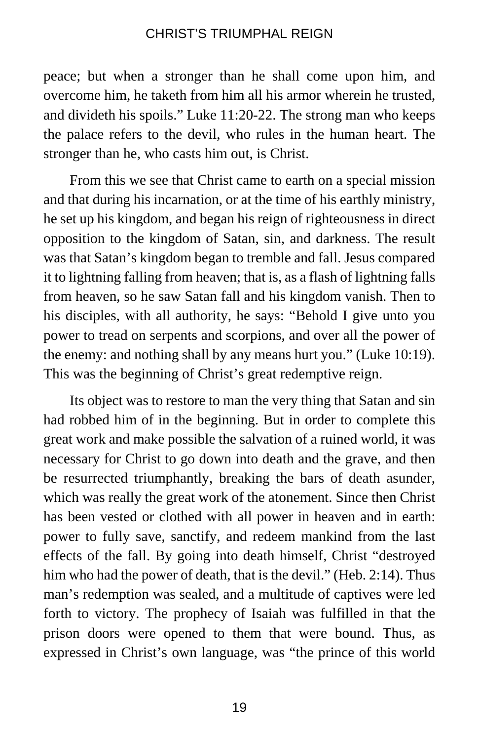peace; but when a stronger than he shall come upon him, and overcome him, he taketh from him all his armor wherein he trusted, and divideth his spoils." Luke 11:20-22. The strong man who keeps the palace refers to the devil, who rules in the human heart. The stronger than he, who casts him out, is Christ.

From this we see that Christ came to earth on a special mission and that during his incarnation, or at the time of his earthly ministry, he set up his kingdom, and began his reign of righteousness in direct opposition to the kingdom of Satan, sin, and darkness. The result was that Satan's kingdom began to tremble and fall. Jesus compared it to lightning falling from heaven; that is, as a flash of lightning falls from heaven, so he saw Satan fall and his kingdom vanish. Then to his disciples, with all authority, he says: "Behold I give unto you power to tread on serpents and scorpions, and over all the power of the enemy: and nothing shall by any means hurt you." (Luke 10:19). This was the beginning of Christ's great redemptive reign.

Its object was to restore to man the very thing that Satan and sin had robbed him of in the beginning. But in order to complete this great work and make possible the salvation of a ruined world, it was necessary for Christ to go down into death and the grave, and then be resurrected triumphantly, breaking the bars of death asunder, which was really the great work of the atonement. Since then Christ has been vested or clothed with all power in heaven and in earth: power to fully save, sanctify, and redeem mankind from the last effects of the fall. By going into death himself, Christ "destroyed him who had the power of death, that is the devil." (Heb. 2:14). Thus man's redemption was sealed, and a multitude of captives were led forth to victory. The prophecy of Isaiah was fulfilled in that the prison doors were opened to them that were bound. Thus, as expressed in Christ's own language, was "the prince of this world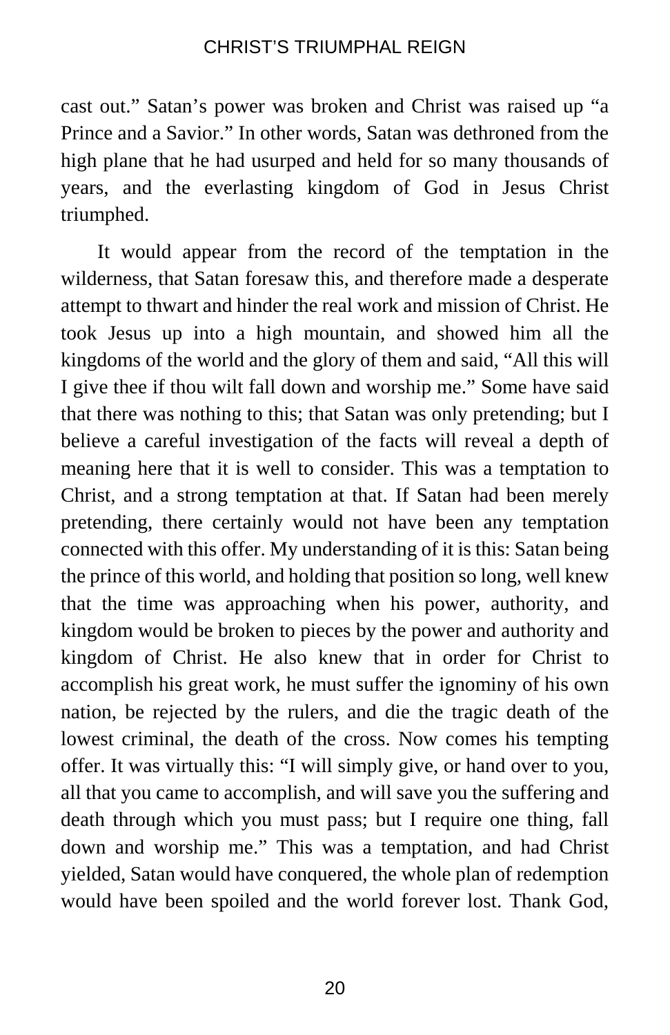cast out." Satan's power was broken and Christ was raised up "a Prince and a Savior." In other words, Satan was dethroned from the high plane that he had usurped and held for so many thousands of years, and the everlasting kingdom of God in Jesus Christ triumphed.

It would appear from the record of the temptation in the wilderness, that Satan foresaw this, and therefore made a desperate attempt to thwart and hinder the real work and mission of Christ. He took Jesus up into a high mountain, and showed him all the kingdoms of the world and the glory of them and said, "All this will I give thee if thou wilt fall down and worship me." Some have said that there was nothing to this; that Satan was only pretending; but I believe a careful investigation of the facts will reveal a depth of meaning here that it is well to consider. This was a temptation to Christ, and a strong temptation at that. If Satan had been merely pretending, there certainly would not have been any temptation connected with this offer. My understanding of it is this: Satan being the prince of this world, and holding that position so long, well knew that the time was approaching when his power, authority, and kingdom would be broken to pieces by the power and authority and kingdom of Christ. He also knew that in order for Christ to accomplish his great work, he must suffer the ignominy of his own nation, be rejected by the rulers, and die the tragic death of the lowest criminal, the death of the cross. Now comes his tempting offer. It was virtually this: "I will simply give, or hand over to you, all that you came to accomplish, and will save you the suffering and death through which you must pass; but I require one thing, fall down and worship me." This was a temptation, and had Christ yielded, Satan would have conquered, the whole plan of redemption would have been spoiled and the world forever lost. Thank God,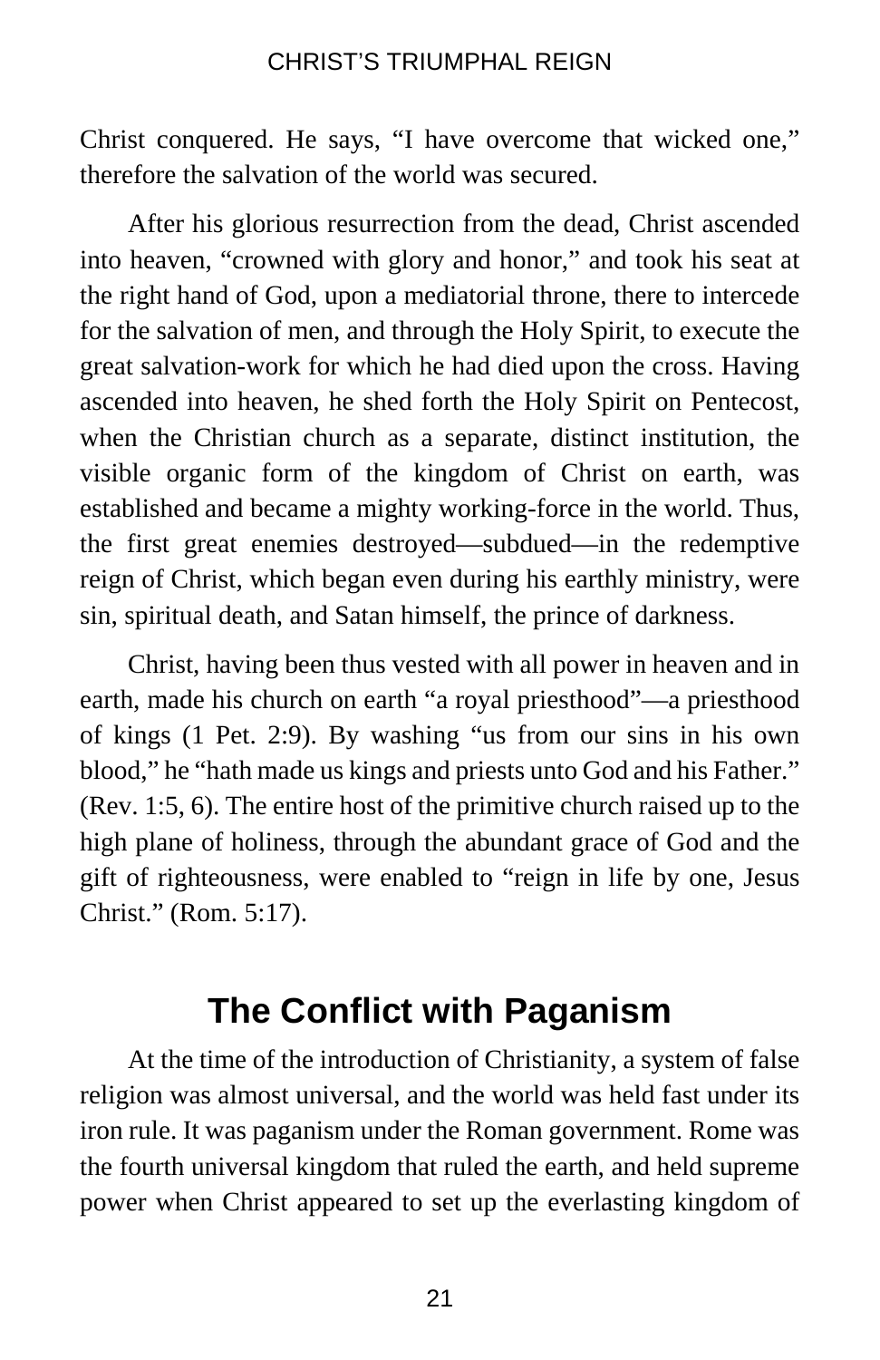Christ conquered. He says, “I have overcome that wicked one,” therefore the salvation of the world was secured.

After his glorious resurrection from the dead, Christ ascended into heaven, “crowned with glory and honor,” and took his seat at the right hand of God, upon a mediatorial throne, there to intercede for the salvation of men, and through the Holy Spirit, to execute the great salvation-work for which he had died upon the cross. Having ascended into heaven, he shed forth the Holy Spirit on Pentecost, when the Christian church as a separate, distinct institution, the visible organic form of the kingdom of Christ on earth, was established and became a mighty working-force in the world. Thus, the first great enemies destroyed—subdued—in the redemptive reign of Christ, which began even during his earthly ministry, were sin, spiritual death, and Satan himself, the prince of darkness.

Christ, having been thus vested with all power in heaven and in earth, made his church on earth “a royal priesthood”—a priesthood of kings (1 Pet. 2:9). By washing “us from our sins in his own blood,” he “hath made us kings and priests unto God and his Father.” (Rev. 1:5, 6). The entire host of the primitive church raised up to the high plane of holiness, through the abundant grace of God and the gift of righteousness, were enabled to “reign in life by one, Jesus Christ.” (Rom. 5:17).

## The Conflict with Paganism

At the time of the introduction of Christianity, a system of false religion was almost universal, and the world was held fast under its iron rule. It was paganism under the Roman government. Rome was the fourth universal kingdom that ruled the earth, and held supreme power when Christ appeared to set up the everlasting kingdom of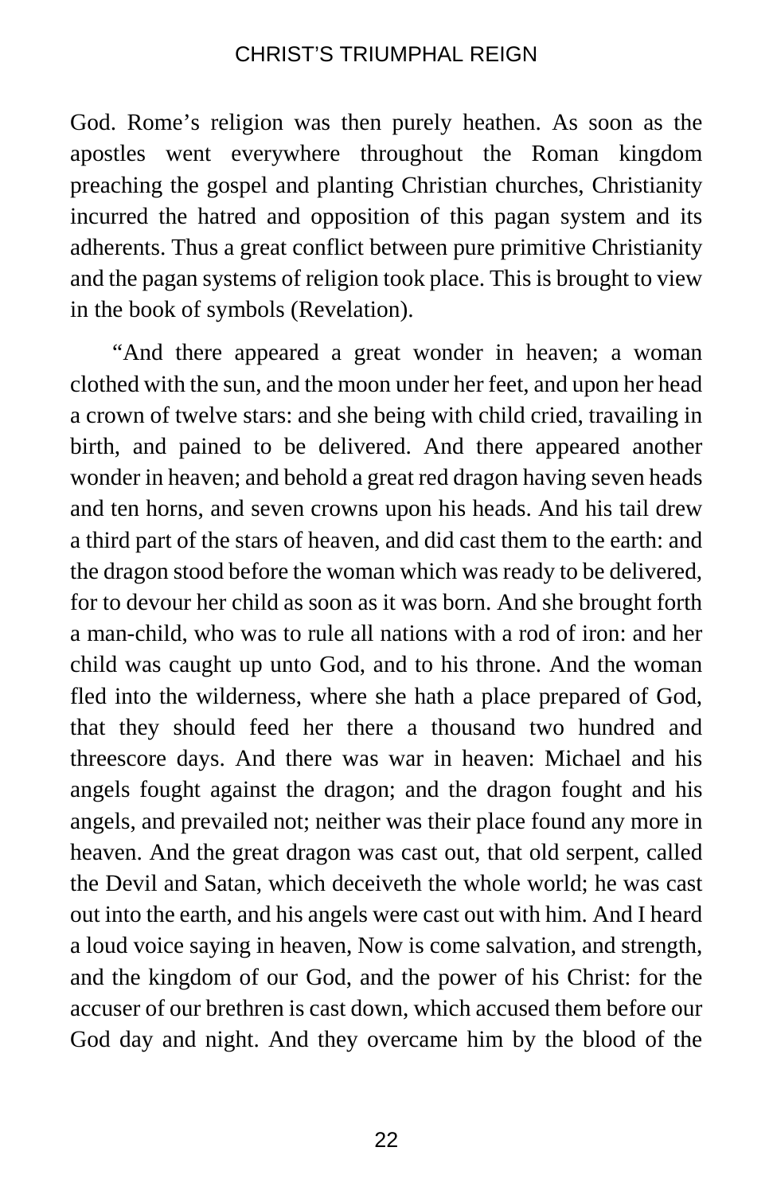God. Rome's religion was then purely heathen. As soon as the apostles went everywhere throughout the Roman kingdom preaching the gospel and planting Christian churches, Christianity incurred the hatred and opposition of this pagan system and its adherents. Thus a great conflict between pure primitive Christianity and the pagan systems of religion took place. This is brought to view in the book of symbols (Revelation).

"And there appeared a great wonder in heaven; a woman clothed with the sun, and the moon under her feet, and upon her head a crown of twelve stars: and she being with child cried, travailing in birth, and pained to be delivered. And there appeared another wonder in heaven; and behold a great red dragon having seven heads and ten horns, and seven crowns upon his heads. And his tail drew a third part of the stars of heaven, and did cast them to the earth: and the dragon stood before the woman which was ready to be delivered, for to devour her child as soon as it was born. And she brought forth a man-child, who was to rule all nations with a rod of iron: and her child was caught up unto God, and to his throne. And the woman fled into the wilderness, where she hath a place prepared of God, that they should feed her there a thousand two hundred and threescore days. And there was war in heaven: Michael and his angels fought against the dragon; and the dragon fought and his angels, and prevailed not; neither was their place found any more in heaven. And the great dragon was cast out, that old serpent, called the Devil and Satan, which deceiveth the whole world; he was cast out into the earth, and his angels were cast out with him. And I heard a loud voice saying in heaven, Now is come salvation, and strength, and the kingdom of our God, and the power of his Christ: for the accuser of our brethren is cast down, which accused them before our God day and night. And they overcame him by the blood of the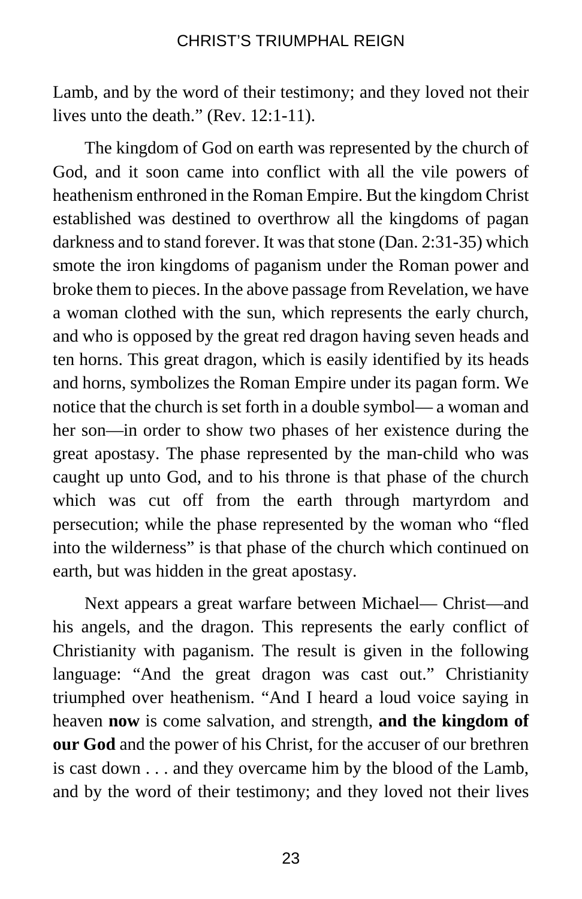Lamb, and by the word of their testimony; and they loved not their lives unto the death." (Rev. 12:1-11).

The kingdom of God on earth was represented by the church of God, and it soon came into conflict with all the vile powers of heathenism enthroned in the Roman Empire. But the kingdom Christ established was destined to overthrow all the kingdoms of pagan darkness and to stand forever. It was that stone (Dan. 2:31-35) which smote the iron kingdoms of paganism under the Roman power and broke them to pieces. In the above passage from Revelation, we have a woman clothed with the sun, which represents the early church, and who is opposed by the great red dragon having seven heads and ten horns. This great dragon, which is easily identified by its heads and horns, symbolizes the Roman Empire under its pagan form. We notice that the church is set forth in a double symbol— a woman and her son—in order to show two phases of her existence during the great apostasy. The phase represented by the man-child who was caught up unto God, and to his throne is that phase of the church which was cut off from the earth through martyrdom and persecution; while the phase represented by the woman who "fled into the wilderness" is that phase of the church which continued on earth, but was hidden in the great apostasy.

Next appears a great warfare between Michael— Christ—and his angels, and the dragon. This represents the early conflict of Christianity with paganism. The result is given in the following language: "And the great dragon was cast out." Christianity triumphed over heathenism. "And I heard a loud voice saying in heaven **now** is come salvation, and strength, **and the kingdom of our God** and the power of his Christ, for the accuser of our brethren is cast down . . . and they overcame him by the blood of the Lamb, and by the word of their testimony; and they loved not their lives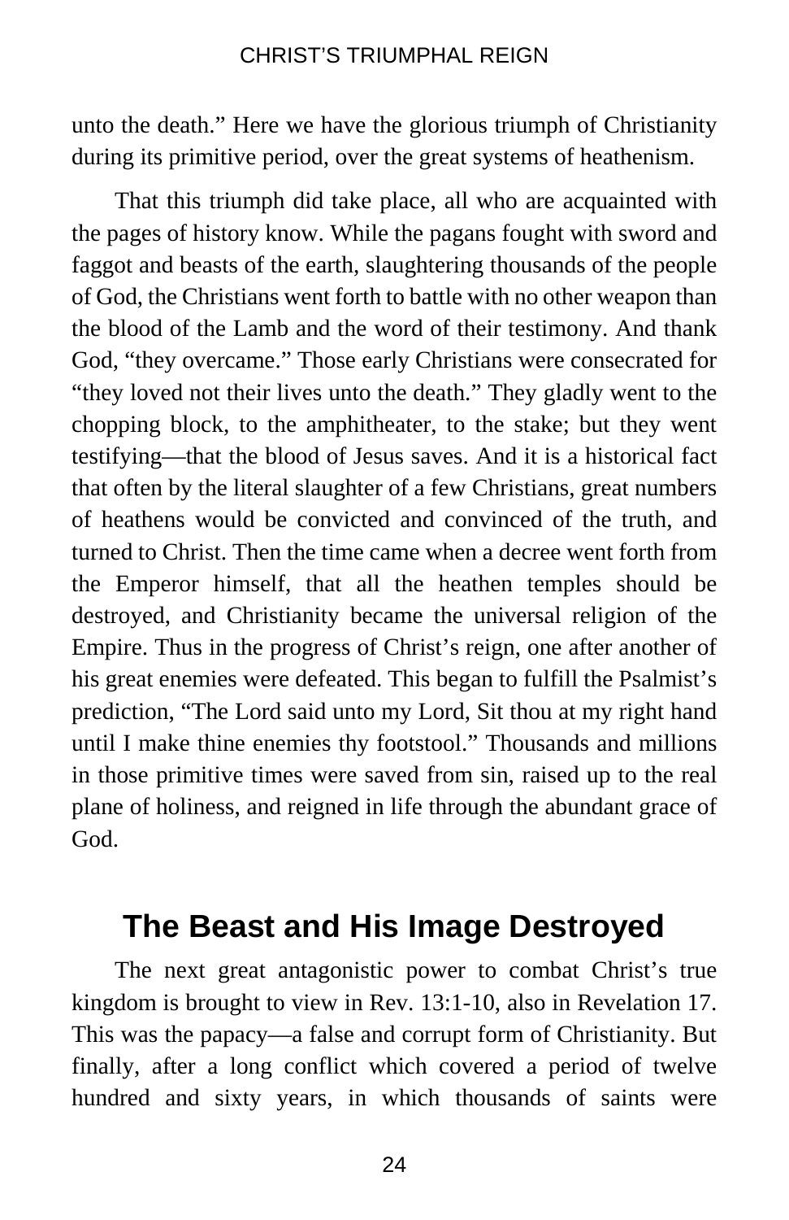unto the death." Here we have the glorious triumph of Christianity during its primitive period, over the great systems of heathenism.

That this triumph did take place, all who are acquainted with the pages of history know. While the pagans fought with sword and faggot and beasts of the earth, slaughtering thousands of the people of God, the Christians went forth to battle with no other weapon than the blood of the Lamb and the word of their testimony. And thank God, "they overcame." Those early Christians were consecrated for "they loved not their lives unto the death." They gladly went to the chopping block, to the amphitheater, to the stake; but they went testifying—that the blood of Jesus saves. And it is a historical fact that often by the literal slaughter of a few Christians, great numbers of heathens would be convicted and convinced of the truth, and turned to Christ. Then the time came when a decree went forth from the Emperor himself, that all the heathen temples should be destroyed, and Christianity became the universal religion of the Empire. Thus in the progress of Christ's reign, one after another of his great enemies were defeated. This began to fulfill the Psalmist's prediction, "The Lord said unto my Lord, Sit thou at my right hand until I make thine enemies thy footstool." Thousands and millions in those primitive times were saved from sin, raised up to the real plane of holiness, and reigned in life through the abundant grace of God.

## The Beast and His Image Destroyed

The next great antagonistic power to combat Christ's true kingdom is brought to view in Rev. 13:1-10, also in Revelation 17. This was the papacy—a false and corrupt form of Christianity. But finally, after a long conflict which covered a period of twelve hundred and sixty years, in which thousands of saints were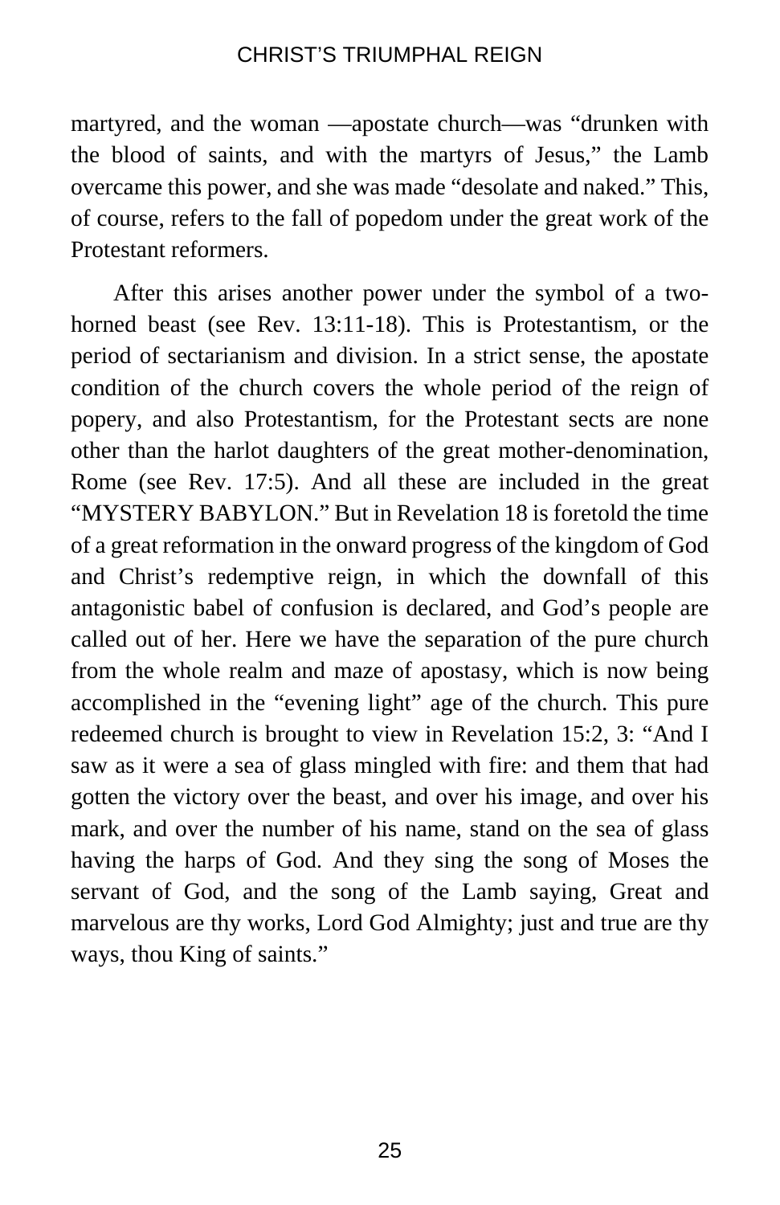martyred, and the woman —apostate church—was "drunken with the blood of saints, and with the martyrs of Jesus," the Lamb overcame this power, and she was made "desolate and naked." This, of course, refers to the fall of popedom under the great work of the Protestant reformers.

After this arises another power under the symbol of a two-horned beast (see Rev. 13:11-18). This is Protestantism, or the period of sectarianism and division. In a strict sense, the apostate condition of the church covers the whole period of the reign of popery, and also Protestantism, for the Protestant sects are none other than the harlot daughters of the great mother-denomination, Rome (see Rev. 17:5). And all these are included in the great "MYSTERY BABYLON." But in Revelation 18 is foretold the time of a great reformation in the onward progress of the kingdom of God and Christ's redemptive reign, in which the downfall of this antagonistic babel of confusion is declared, and God's people are called out of her. Here we have the separation of the pure church from the whole realm and maze of apostasy, which is now being accomplished in the "evening light" age of the church. This pure redeemed church is brought to view in Revelation 15:2, 3: "And I saw as it were a sea of glass mingled with fire: and them that had gotten the victory over the beast, and over his image, and over his mark, and over the number of his name, stand on the sea of glass having the harps of God. And they sing the song of Moses the servant of God, and the song of the Lamb saying, Great and marvelous are thy works, Lord God Almighty; just and true are thy ways, thou King of saints."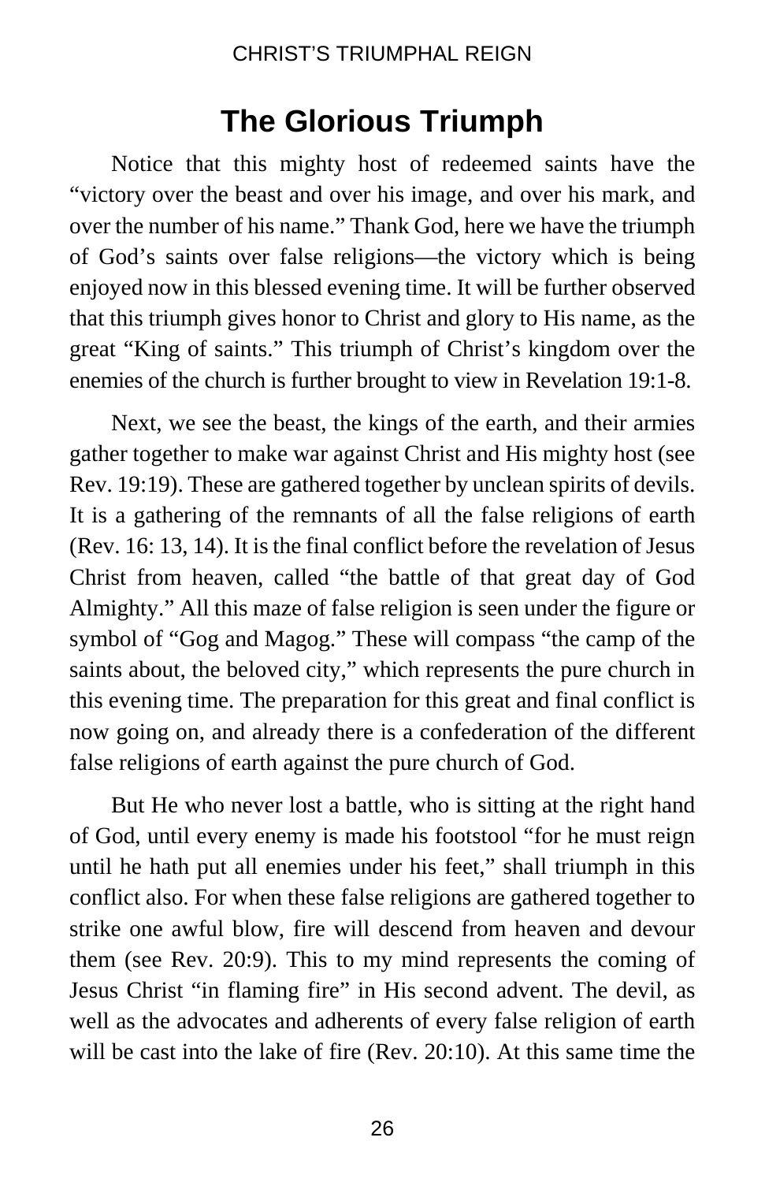## The Glorious Triumph

Notice that this mighty host of redeemed saints have the "victory over the beast and over his image, and over his mark, and over the number of his name." Thank God, here we have the triumph of God's saints over false religions—the victory which is being enjoyed now in this blessed evening time. It will be further observed that this triumph gives honor to Christ and glory to His name, as the great "King of saints." This triumph of Christ's kingdom over the enemies of the church is further brought to view in Revelation 19:1-8.

Next, we see the beast, the kings of the earth, and their armies gather together to make war against Christ and His mighty host (see Rev. 19:19). These are gathered together by unclean spirits of devils. It is a gathering of the remnants of all the false religions of earth (Rev. 16: 13, 14). It is the final conflict before the revelation of Jesus Christ from heaven, called "the battle of that great day of God Almighty." All this maze of false religion is seen under the figure or symbol of "Gog and Magog." These will compass "the camp of the saints about, the beloved city," which represents the pure church in this evening time. The preparation for this great and final conflict is now going on, and already there is a confederation of the different false religions of earth against the pure church of God.

But He who never lost a battle, who is sitting at the right hand of God, until every enemy is made his footstool "for he must reign until he hath put all enemies under his feet," shall triumph in this conflict also. For when these false religions are gathered together to strike one awful blow, fire will descend from heaven and devour them (see Rev. 20:9). This to my mind represents the coming of Jesus Christ "in flaming fire" in His second advent. The devil, as well as the advocates and adherents of every false religion of earth will be cast into the lake of fire (Rev. 20:10). At this same time the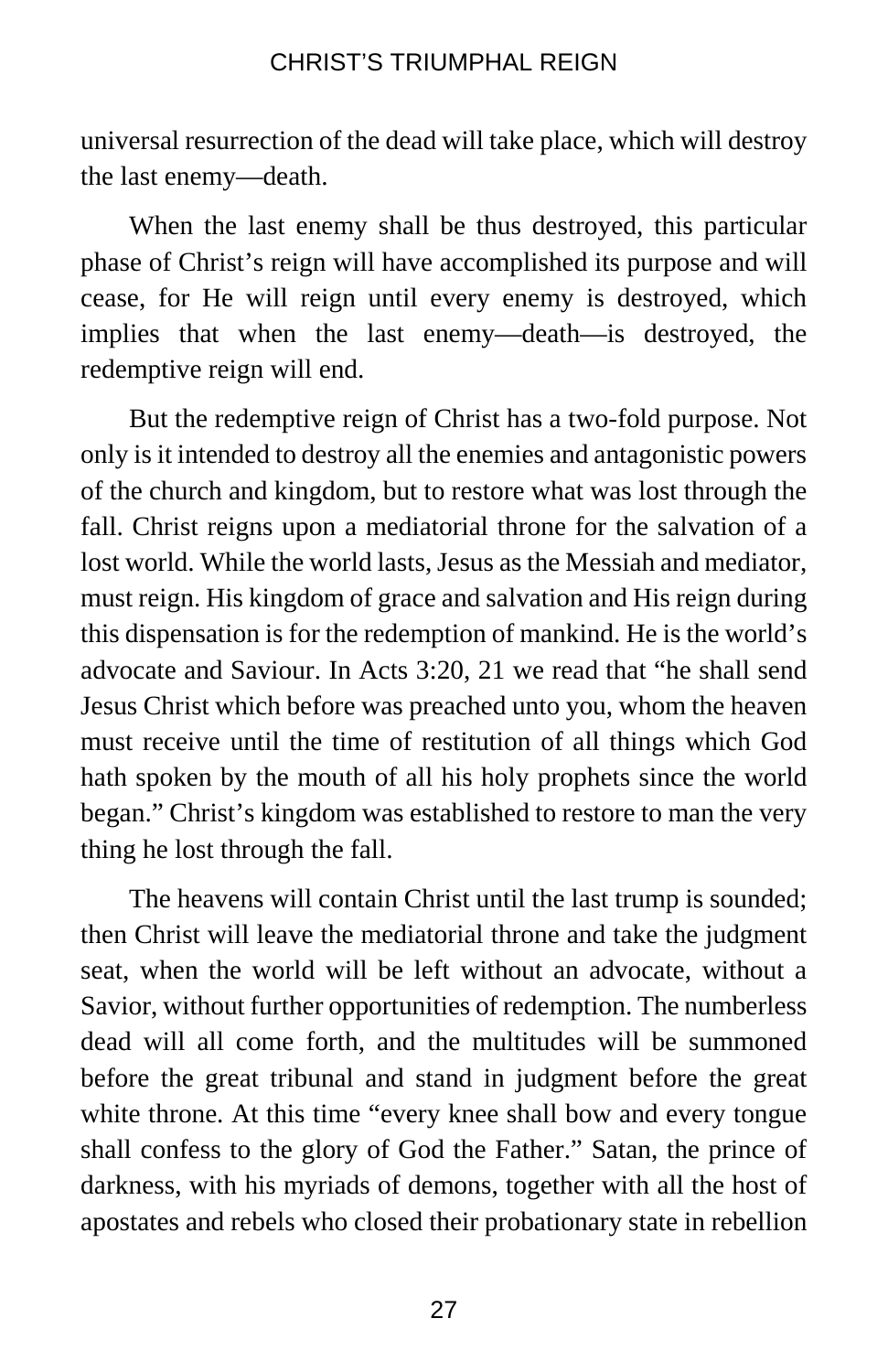universal resurrection of the dead will take place, which will destroy the last enemy—death.

When the last enemy shall be thus destroyed, this particular phase of Christ's reign will have accomplished its purpose and will cease, for He will reign until every enemy is destroyed, which implies that when the last enemy—death—is destroyed, the redemptive reign will end.

But the redemptive reign of Christ has a two-fold purpose. Not only is it intended to destroy all the enemies and antagonistic powers of the church and kingdom, but to restore what was lost through the fall. Christ reigns upon a mediatorial throne for the salvation of a lost world. While the world lasts, Jesus as the Messiah and mediator, must reign. His kingdom of grace and salvation and His reign during this dispensation is for the redemption of mankind. He is the world's advocate and Saviour. In Acts 3:20, 21 we read that "he shall send Jesus Christ which before was preached unto you, whom the heaven must receive until the time of restitution of all things which God hath spoken by the mouth of all his holy prophets since the world began." Christ's kingdom was established to restore to man the very thing he lost through the fall.

The heavens will contain Christ until the last trump is sounded; then Christ will leave the mediatorial throne and take the judgment seat, when the world will be left without an advocate, without a Savior, without further opportunities of redemption. The numberless dead will all come forth, and the multitudes will be summoned before the great tribunal and stand in judgment before the great white throne. At this time "every knee shall bow and every tongue shall confess to the glory of God the Father." Satan, the prince of darkness, with his myriads of demons, together with all the host of apostates and rebels who closed their probationary state in rebellion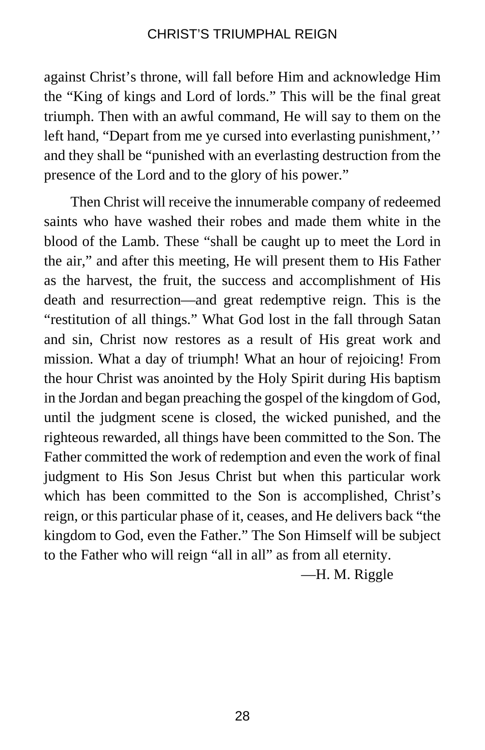against Christ's throne, will fall before Him and acknowledge Him the "King of kings and Lord of lords." This will be the final great triumph. Then with an awful command, He will say to them on the left hand, "Depart from me ye cursed into everlasting punishment,'' and they shall be "punished with an everlasting destruction from the presence of the Lord and to the glory of his power."

Then Christ will receive the innumerable company of redeemed saints who have washed their robes and made them white in the blood of the Lamb. These "shall be caught up to meet the Lord in the air," and after this meeting, He will present them to His Father as the harvest, the fruit, the success and accomplishment of His death and resurrection—and great redemptive reign. This is the "restitution of all things." What God lost in the fall through Satan and sin, Christ now restores as a result of His great work and mission. What a day of triumph! What an hour of rejoicing! From the hour Christ was anointed by the Holy Spirit during His baptism in the Jordan and began preaching the gospel of the kingdom of God, until the judgment scene is closed, the wicked punished, and the righteous rewarded, all things have been committed to the Son. The Father committed the work of redemption and even the work of final judgment to His Son Jesus Christ but when this particular work which has been committed to the Son is accomplished, Christ's reign, or this particular phase of it, ceases, and He delivers back "the kingdom to God, even the Father." The Son Himself will be subject to the Father who will reign "all in all" as from all eternity.

—H. M. Riggle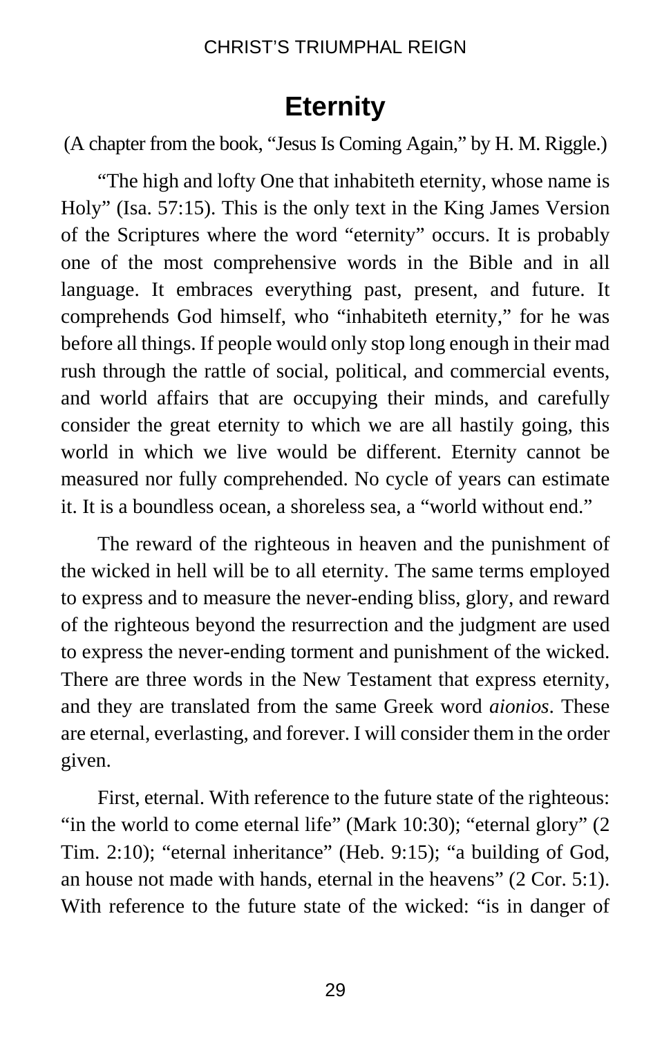# Eternity

(A chapter from the book, "Jesus Is Coming Again," by H. M. Riggle.)

"The high and lofty One that inhabiteth eternity, whose name is Holy" (Isa. 57:15). This is the only text in the King James Version of the Scriptures where the word "eternity" occurs. It is probably one of the most comprehensive words in the Bible and in all language. It embraces everything past, present, and future. It comprehends God himself, who "inhabiteth eternity," for he was before all things. If people would only stop long enough in their mad rush through the rattle of social, political, and commercial events, and world affairs that are occupying their minds, and carefully consider the great eternity to which we are all hastily going, this world in which we live would be different. Eternity cannot be measured nor fully comprehended. No cycle of years can estimate it. It is a boundless ocean, a shoreless sea, a "world without end."

The reward of the righteous in heaven and the punishment of the wicked in hell will be to all eternity. The same terms employed to express and to measure the never-ending bliss, glory, and reward of the righteous beyond the resurrection and the judgment are used to express the never-ending torment and punishment of the wicked. There are three words in the New Testament that express eternity, and they are translated from the same Greek word *aionios*. These are eternal, everlasting, and forever. I will consider them in the order given.

First, eternal. With reference to the future state of the righteous: "in the world to come eternal life" (Mark 10:30); "eternal glory" (2 Tim. 2:10); "eternal inheritance" (Heb. 9:15); "a building of God, an house not made with hands, eternal in the heavens" (2 Cor. 5:1). With reference to the future state of the wicked: "is in danger of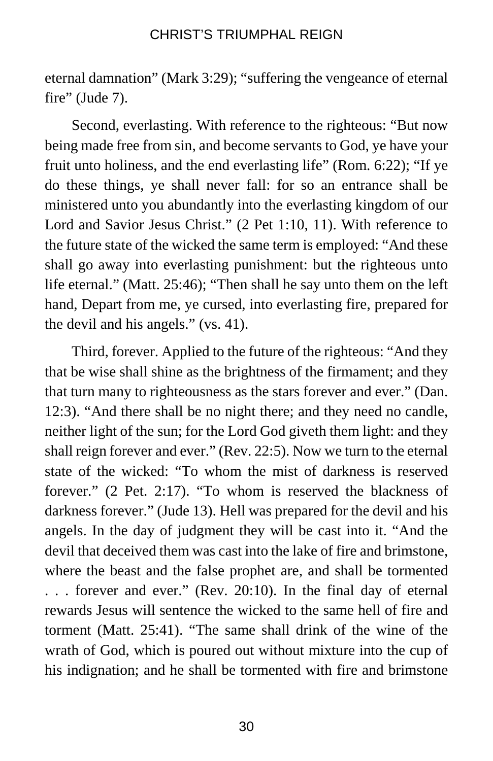eternal damnation" (Mark 3:29); "suffering the vengeance of eternal fire" (Jude 7).

Second, everlasting. With reference to the righteous: "But now being made free from sin, and become servants to God, ye have your fruit unto holiness, and the end everlasting life" (Rom. 6:22); "If ye do these things, ye shall never fall: for so an entrance shall be ministered unto you abundantly into the everlasting kingdom of our Lord and Savior Jesus Christ." (2 Pet 1:10, 11). With reference to the future state of the wicked the same term is employed: "And these shall go away into everlasting punishment: but the righteous unto life eternal." (Matt. 25:46); "Then shall he say unto them on the left hand, Depart from me, ye cursed, into everlasting fire, prepared for the devil and his angels." (vs. 41).

Third, forever. Applied to the future of the righteous: "And they that be wise shall shine as the brightness of the firmament; and they that turn many to righteousness as the stars forever and ever." (Dan. 12:3). "And there shall be no night there; and they need no candle, neither light of the sun; for the Lord God giveth them light: and they shall reign forever and ever." (Rev. 22:5). Now we turn to the eternal state of the wicked: "To whom the mist of darkness is reserved forever." (2 Pet. 2:17). "To whom is reserved the blackness of darkness forever." (Jude 13). Hell was prepared for the devil and his angels. In the day of judgment they will be cast into it. "And the devil that deceived them was cast into the lake of fire and brimstone, where the beast and the false prophet are, and shall be tormented . . . forever and ever." (Rev. 20:10). In the final day of eternal rewards Jesus will sentence the wicked to the same hell of fire and torment (Matt. 25:41). "The same shall drink of the wine of the wrath of God, which is poured out without mixture into the cup of his indignation; and he shall be tormented with fire and brimstone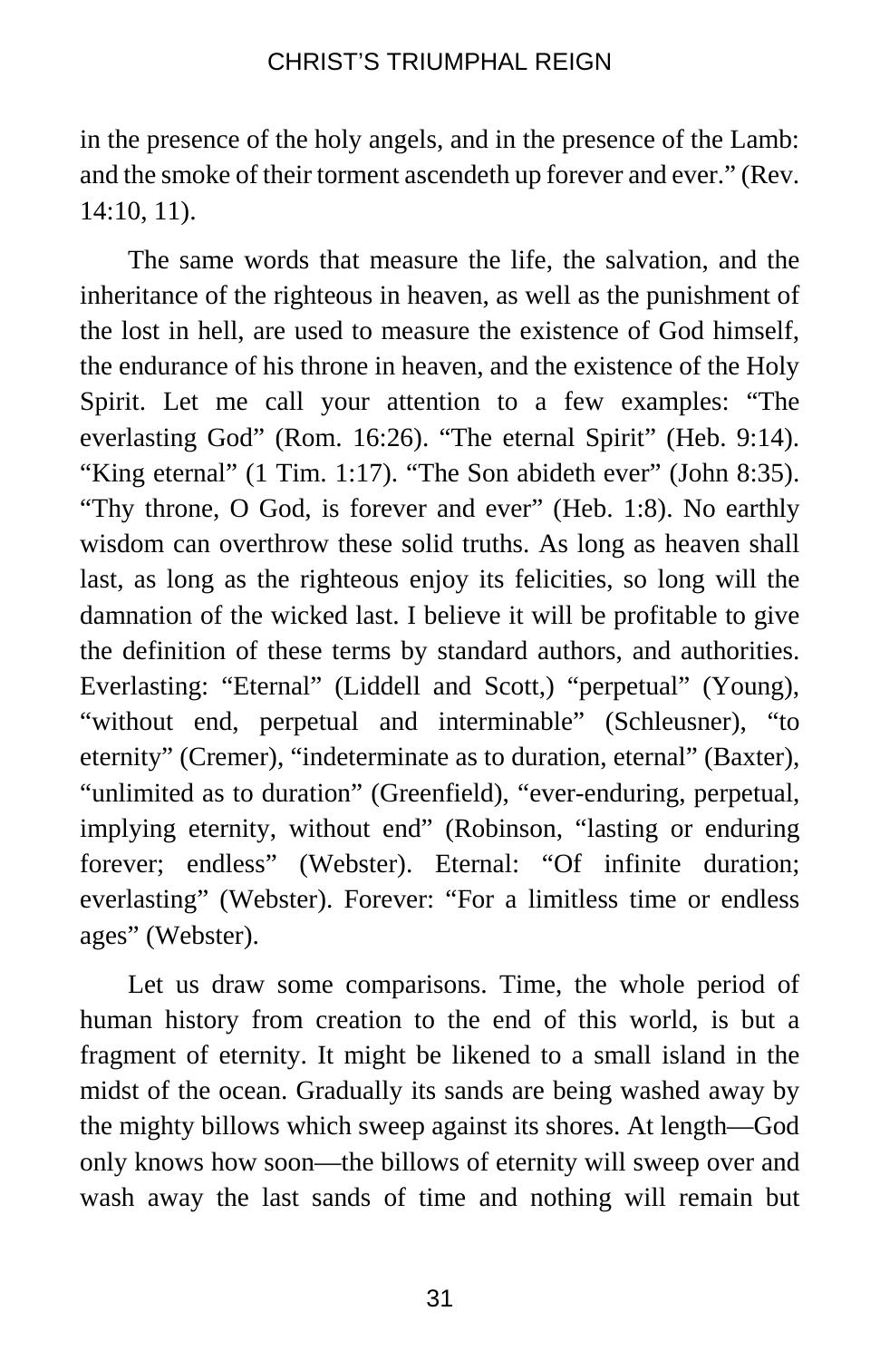in the presence of the holy angels, and in the presence of the Lamb: and the smoke of their torment ascendeth up forever and ever." (Rev. 14:10, 11).

The same words that measure the life, the salvation, and the inheritance of the righteous in heaven, as well as the punishment of the lost in hell, are used to measure the existence of God himself, the endurance of his throne in heaven, and the existence of the Holy Spirit. Let me call your attention to a few examples: "The everlasting God" (Rom. 16:26). "The eternal Spirit" (Heb. 9:14). "King eternal" (1 Tim. 1:17). "The Son abideth ever" (John 8:35). "Thy throne, O God, is forever and ever" (Heb. 1:8). No earthly wisdom can overthrow these solid truths. As long as heaven shall last, as long as the righteous enjoy its felicities, so long will the damnation of the wicked last. I believe it will be profitable to give the definition of these terms by standard authors, and authorities. Everlasting: "Eternal" (Liddell and Scott,) "perpetual" (Young), "without end, perpetual and interminable" (Schleusner), "to eternity" (Cremer), "indeterminate as to duration, eternal" (Baxter), "unlimited as to duration" (Greenfield), "ever-enduring, perpetual, implying eternity, without end" (Robinson, "lasting or enduring forever; endless" (Webster). Eternal: "Of infinite duration; everlasting" (Webster). Forever: "For a limitless time or endless ages" (Webster).

Let us draw some comparisons. Time, the whole period of human history from creation to the end of this world, is but a fragment of eternity. It might be likened to a small island in the midst of the ocean. Gradually its sands are being washed away by the mighty billows which sweep against its shores. At length—God only knows how soon—the billows of eternity will sweep over and wash away the last sands of time and nothing will remain but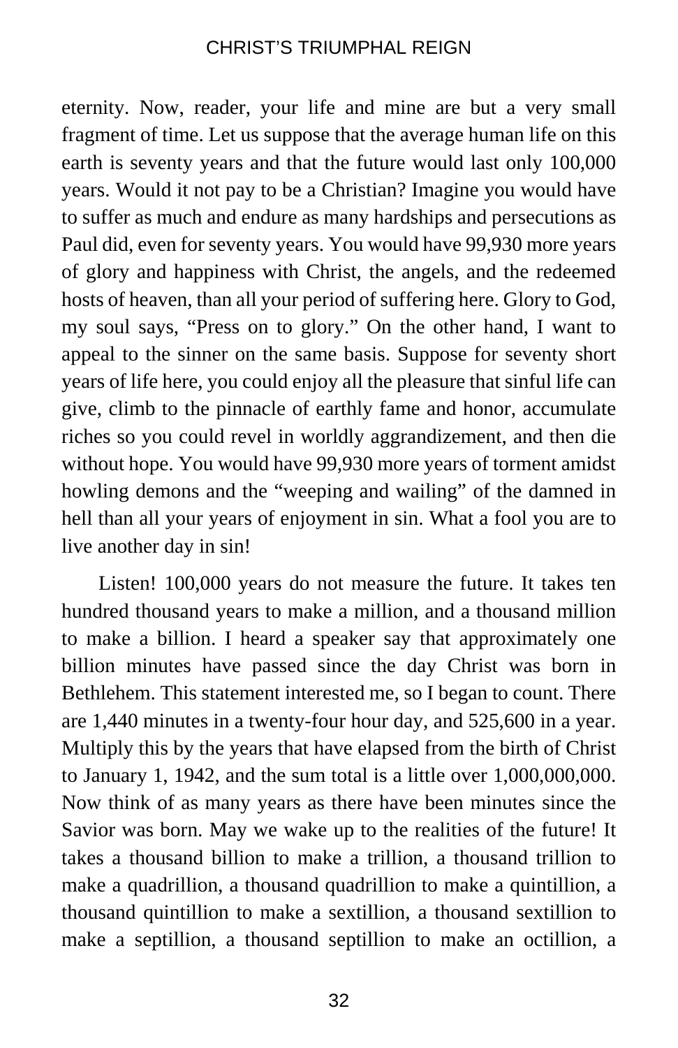eternity. Now, reader, your life and mine are but a very small fragment of time. Let us suppose that the average human life on this earth is seventy years and that the future would last only 100,000 years. Would it not pay to be a Christian? Imagine you would have to suffer as much and endure as many hardships and persecutions as Paul did, even for seventy years. You would have 99,930 more years of glory and happiness with Christ, the angels, and the redeemed hosts of heaven, than all your period of suffering here. Glory to God, my soul says, "Press on to glory." On the other hand, I want to appeal to the sinner on the same basis. Suppose for seventy short years of life here, you could enjoy all the pleasure that sinful life can give, climb to the pinnacle of earthly fame and honor, accumulate riches so you could revel in worldly aggrandizement, and then die without hope. You would have 99,930 more years of torment amidst howling demons and the "weeping and wailing" of the damned in hell than all your years of enjoyment in sin. What a fool you are to live another day in sin!

Listen! 100,000 years do not measure the future. It takes ten hundred thousand years to make a million, and a thousand million to make a billion. I heard a speaker say that approximately one billion minutes have passed since the day Christ was born in Bethlehem. This statement interested me, so I began to count. There are 1,440 minutes in a twenty-four hour day, and 525,600 in a year. Multiply this by the years that have elapsed from the birth of Christ to January 1, 1942, and the sum total is a little over 1,000,000,000. Now think of as many years as there have been minutes since the Savior was born. May we wake up to the realities of the future! It takes a thousand billion to make a trillion, a thousand trillion to make a quadrillion, a thousand quadrillion to make a quintillion, a thousand quintillion to make a sextillion, a thousand sextillion to make a septillion, a thousand septillion to make an octillion, a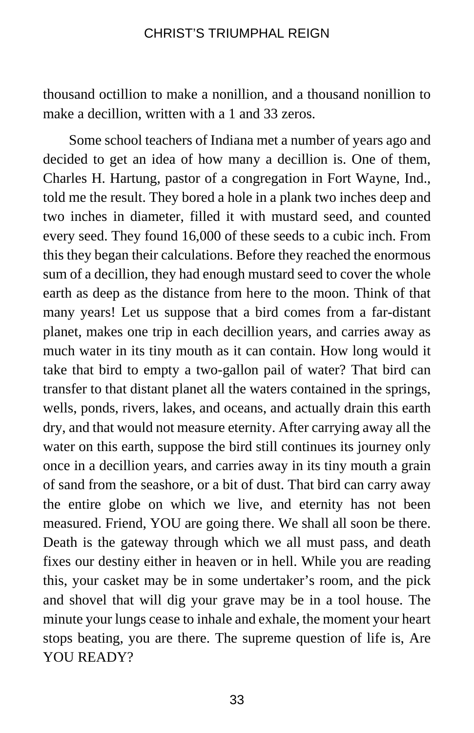thousand octillion to make a nonillion, and a thousand nonillion to make a decillion, written with a 1 and 33 zeros.

Some school teachers of Indiana met a number of years ago and decided to get an idea of how many a decillion is. One of them, Charles H. Hartung, pastor of a congregation in Fort Wayne, Ind., told me the result. They bored a hole in a plank two inches deep and two inches in diameter, filled it with mustard seed, and counted every seed. They found 16,000 of these seeds to a cubic inch. From this they began their calculations. Before they reached the enormous sum of a decillion, they had enough mustard seed to cover the whole earth as deep as the distance from here to the moon. Think of that many years! Let us suppose that a bird comes from a far-distant planet, makes one trip in each decillion years, and carries away as much water in its tiny mouth as it can contain. How long would it take that bird to empty a two-gallon pail of water? That bird can transfer to that distant planet all the waters contained in the springs, wells, ponds, rivers, lakes, and oceans, and actually drain this earth dry, and that would not measure eternity. After carrying away all the water on this earth, suppose the bird still continues its journey only once in a decillion years, and carries away in its tiny mouth a grain of sand from the seashore, or a bit of dust. That bird can carry away the entire globe on which we live, and eternity has not been measured. Friend, YOU are going there. We shall all soon be there. Death is the gateway through which we all must pass, and death fixes our destiny either in heaven or in hell. While you are reading this, your casket may be in some undertaker's room, and the pick and shovel that will dig your grave may be in a tool house. The minute your lungs cease to inhale and exhale, the moment your heart stops beating, you are there. The supreme question of life is, Are YOU READY?